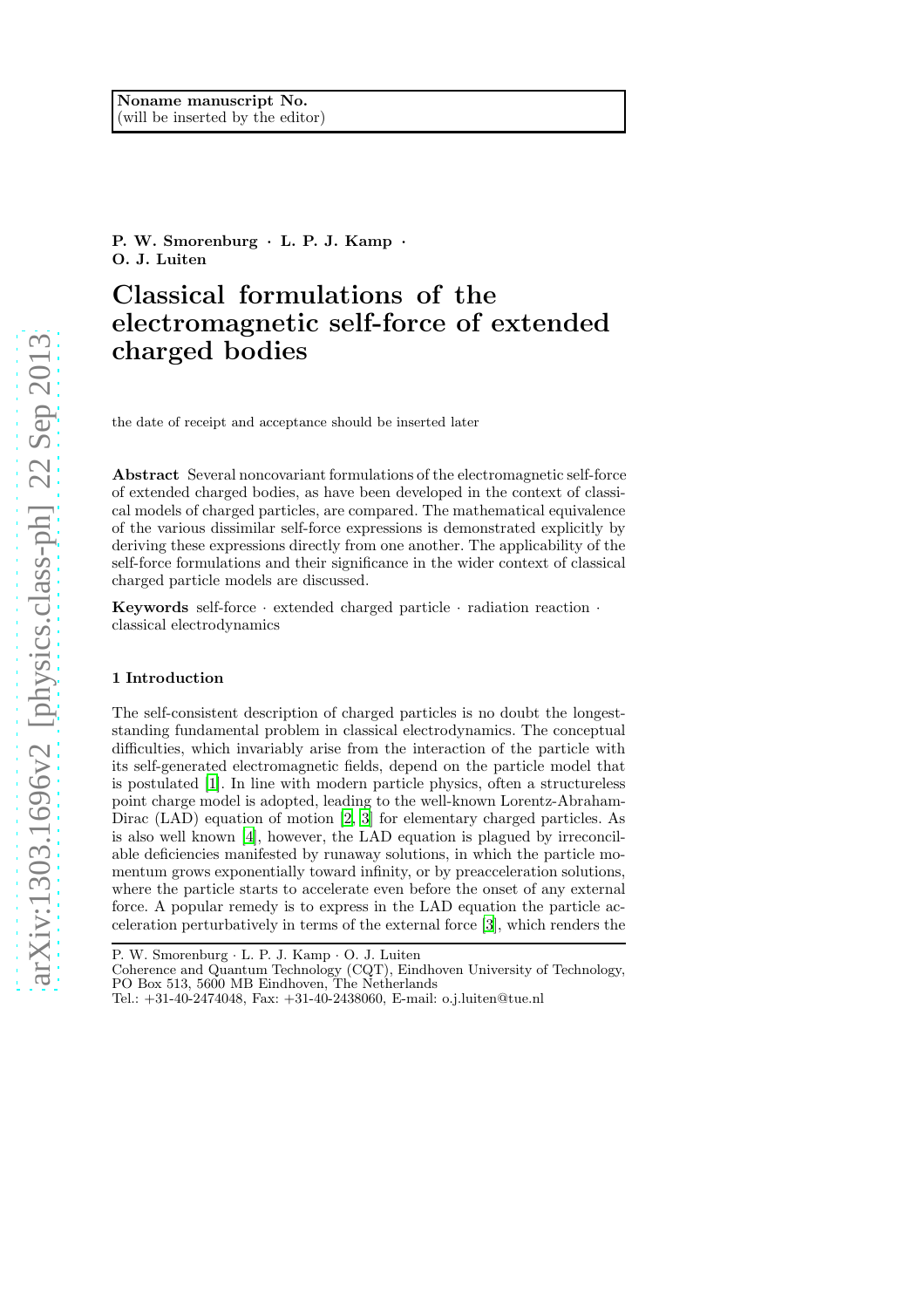Noname manuscript No.
(will be inserted by the editor)

**P. W. Smorenburg · L. P. J. Kamp · O. J. Luiten**

# Classical formulations of the electromagnetic self-force of extended charged bodies

the date of receipt and acceptance should be inserted later

**Abstract** Several noncovariant formulations of the electromagnetic self-force of extended charged bodies, as have been developed in the context of classical models of charged particles, are compared. The mathematical equivalence of the various dissimilar self-force expressions is demonstrated explicitly by deriving these expressions directly from one another. The applicability of the self-force formulations and their significance in the wider context of classical charged particle models are discussed.

**Keywords** self-force · extended charged particle · radiation reaction · classical electrodynamics

## 1 Introduction

The self-consistent description of charged particles is no doubt the longest-standing fundamental problem in classical electrodynamics. The conceptual difficulties, which invariably arise from the interaction of the particle with its self-generated electromagnetic fields, depend on the particle model that is postulated [1]. In line with modern particle physics, often a structureless point charge model is adopted, leading to the well-known Lorentz-Abraham-Dirac (LAD) equation of motion [2, 3] for elementary charged particles. As is also well known [4], however, the LAD equation is plagued by irreconcilable deficiencies manifested by runaway solutions, in which the particle momentum grows exponentially toward infinity, or by preacceleration solutions, where the particle starts to accelerate even before the onset of any external force. A popular remedy is to express in the LAD equation the particle acceleration perturbatively in terms of the external force [3], which renders the

P. W. Smorenburg · L. P. J. Kamp · O. J. Luiten
Coherence and Quantum Technology (CQT), Eindhoven University of Technology, PO Box 513, 5600 MB Eindhoven, The Netherlands
Tel.: +31-40-2474048, Fax: +31-40-2438060, E-mail: o.j.luiten@tue.nl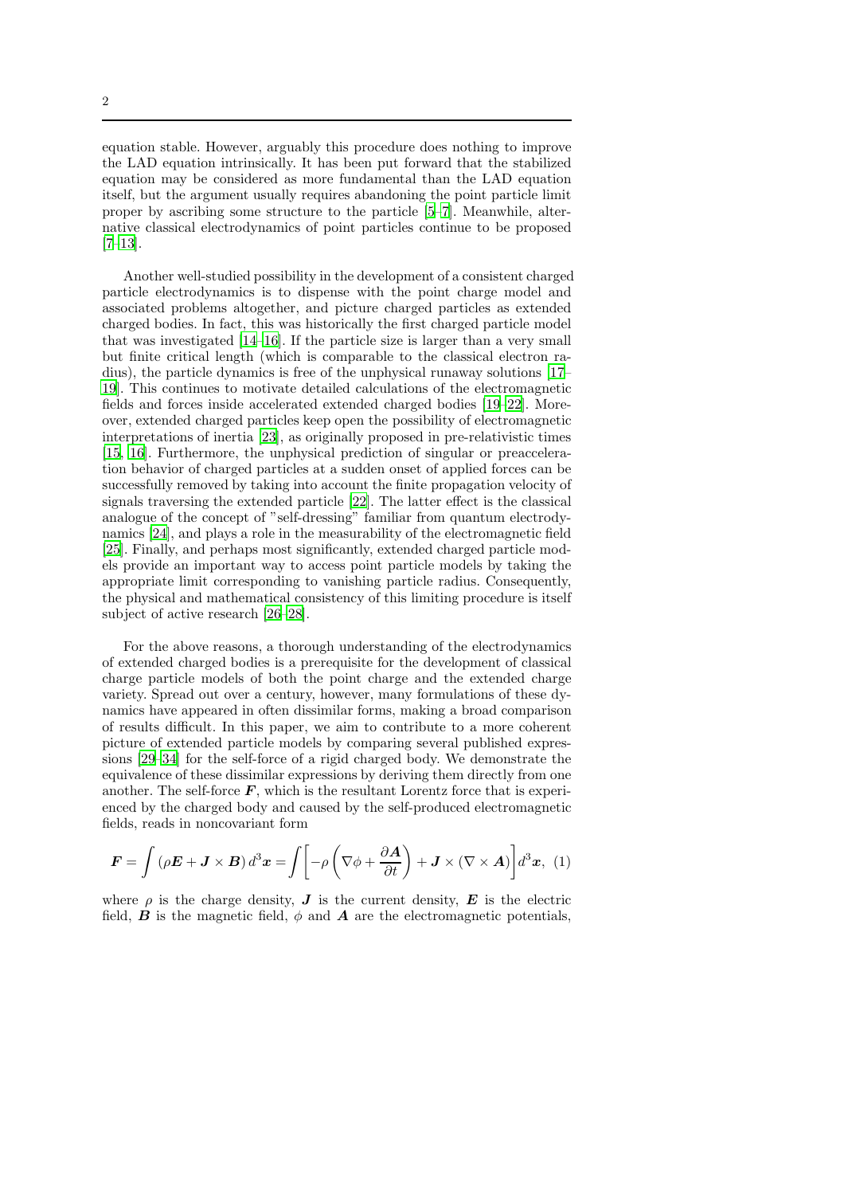equation stable. However, arguably this procedure does nothing to improve the LAD equation intrinsically. It has been put forward that the stabilized equation may be considered as more fundamental than the LAD equation itself, but the argument usually requires abandoning the point particle limit proper by ascribing some structure to the particle [5–7]. Meanwhile, alternative classical electrodynamics of point particles continue to be proposed [7–13].

Another well-studied possibility in the development of a consistent charged particle electrodynamics is to dispense with the point charge model and associated problems altogether, and picture charged particles as extended charged bodies. In fact, this was historically the first charged particle model that was investigated [14–16]. If the particle size is larger than a very small but finite critical length (which is comparable to the classical electron radius), the particle dynamics is free of the unphysical runaway solutions [17–19]. This continues to motivate detailed calculations of the electromagnetic fields and forces inside accelerated extended charged bodies [19–22]. Moreover, extended charged particles keep open the possibility of electromagnetic interpretations of inertia [23], as originally proposed in pre-relativistic times [15, 16]. Furthermore, the unphysical prediction of singular or preacceleration behavior of charged particles at a sudden onset of applied forces can be successfully removed by taking into account the finite propagation velocity of signals traversing the extended particle [22]. The latter effect is the classical analogue of the concept of "self-dressing" familiar from quantum electrodynamics [24], and plays a role in the measurability of the electromagnetic field [25]. Finally, and perhaps most significantly, extended charged particle models provide an important way to access point particle models by taking the appropriate limit corresponding to vanishing particle radius. Consequently, the physical and mathematical consistency of this limiting procedure is itself subject of active research [26–28].

For the above reasons, a thorough understanding of the electrodynamics of extended charged bodies is a prerequisite for the development of classical charge particle models of both the point charge and the extended charge variety. Spread out over a century, however, many formulations of these dynamics have appeared in often dissimilar forms, making a broad comparison of results difficult. In this paper, we aim to contribute to a more coherent picture of extended particle models by comparing several published expressions [29–34] for the self-force of a rigid charged body. We demonstrate the equivalence of these dissimilar expressions by deriving them directly from one another. The self-force $\boldsymbol{F}$, which is the resultant Lorentz force that is experienced by the charged body and caused by the self-produced electromagnetic fields, reads in noncovariant form

$$\boldsymbol{F} = \int (\rho \boldsymbol{E} + \boldsymbol{J} \times \boldsymbol{B})\, d^3\boldsymbol{x} = \int \left[ -\rho \left( \nabla \phi + \frac{\partial \boldsymbol{A}}{\partial t} \right) + \boldsymbol{J} \times (\nabla \times \boldsymbol{A}) \right] d^3\boldsymbol{x}, \quad (1)$$

where $\rho$ is the charge density, $\boldsymbol{J}$ is the current density, $\boldsymbol{E}$ is the electric field, $\boldsymbol{B}$ is the magnetic field, $\phi$ and $\boldsymbol{A}$ are the electromagnetic potentials,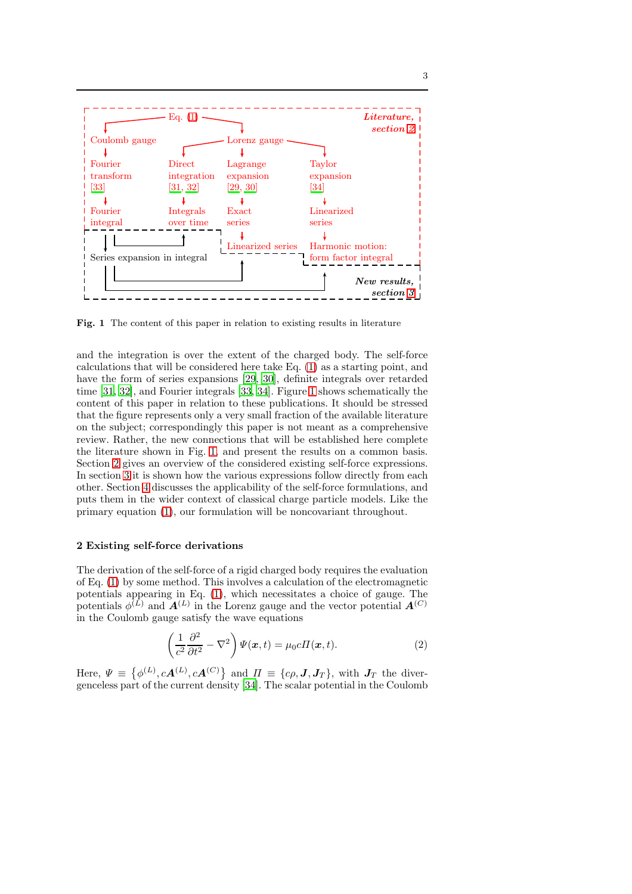**Fig. 1** The content of this paper in relation to existing results in literature

and the integration is over the extent of the charged body. The self-force calculations that will be considered here take Eq. (1) as a starting point, and have the form of series expansions [29, 30], definite integrals over retarded time [31, 32], and Fourier integrals [33, 34]. Figure 1 shows schematically the content of this paper in relation to these publications. It should be stressed that the figure represents only a very small fraction of the available literature on the subject; correspondingly this paper is not meant as a comprehensive review. Rather, the new connections that will be established here complete the literature shown in Fig. 1, and present the results on a common basis. Section 2 gives an overview of the considered existing self-force expressions. In section 3 it is shown how the various expressions follow directly from each other. Section 4 discusses the applicability of the self-force formulations, and puts them in the wider context of classical charge particle models. Like the primary equation (1), our formulation will be noncovariant throughout.

## 2 Existing self-force derivations

The derivation of the self-force of a rigid charged body requires the evaluation of Eq. (1) by some method. This involves a calculation of the electromagnetic potentials appearing in Eq. (1), which necessitates a choice of gauge. The potentials $\phi^{(L)}$ and $\boldsymbol{A}^{(L)}$ in the Lorenz gauge and the vector potential $\boldsymbol{A}^{(C)}$ in the Coulomb gauge satisfy the wave equations

$$\left(\frac{1}{c^2}\frac{\partial^2}{\partial t^2} - \nabla^2\right)\Psi(\boldsymbol{x},t) = \mu_0 c \Pi(\boldsymbol{x},t). \tag{2}$$

Here, $\Psi \equiv \left\{\phi^{(L)}, c\boldsymbol{A}^{(L)}, c\boldsymbol{A}^{(C)}\right\}$ and $\Pi \equiv \{c\rho, \boldsymbol{J}, \boldsymbol{J}_T\}$, with $\boldsymbol{J}_T$ the divergenceless part of the current density [34]. The scalar potential in the Coulomb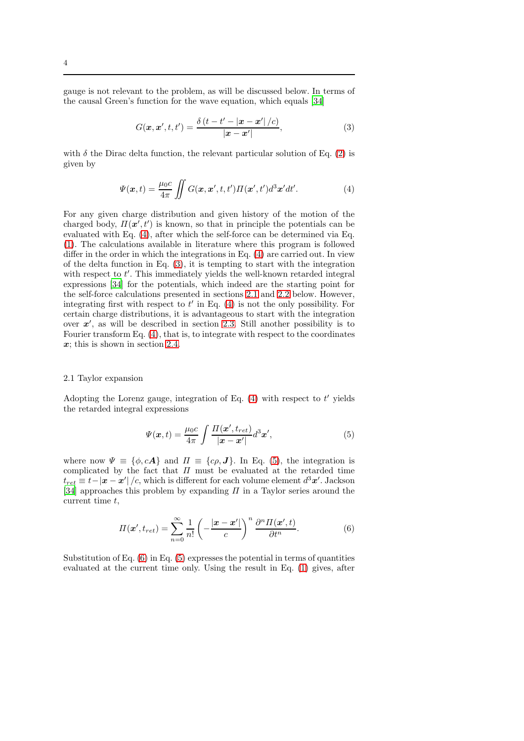gauge is not relevant to the problem, as will be discussed below. In terms of the causal Green's function for the wave equation, which equals [34]

$$G(\boldsymbol{x}, \boldsymbol{x}', t, t') = \frac{\delta\left(t - t' - |\boldsymbol{x} - \boldsymbol{x}'|/c\right)}{|\boldsymbol{x} - \boldsymbol{x}'|}, \tag{3}$$

with $\delta$ the Dirac delta function, the relevant particular solution of Eq. (2) is given by

$$\Psi(\boldsymbol{x}, t) = \frac{\mu_0 c}{4\pi} \iint G(\boldsymbol{x}, \boldsymbol{x}', t, t') \Pi(\boldsymbol{x}', t') d^3\boldsymbol{x}' dt'. \tag{4}$$

For any given charge distribution and given history of the motion of the charged body, $\Pi(\boldsymbol{x}', t')$ is known, so that in principle the potentials can be evaluated with Eq. (4), after which the self-force can be determined via Eq. (1). The calculations available in literature where this program is followed differ in the order in which the integrations in Eq. (4) are carried out. In view of the delta function in Eq. (3), it is tempting to start with the integration with respect to $t'$. This immediately yields the well-known retarded integral expressions [34] for the potentials, which indeed are the starting point for the self-force calculations presented in sections 2.1 and 2.2 below. However, integrating first with respect to $t'$ in Eq. (4) is not the only possibility. For certain charge distributions, it is advantageous to start with the integration over $\boldsymbol{x}'$, as will be described in section 2.3. Still another possibility is to Fourier transform Eq. (4), that is, to integrate with respect to the coordinates $\boldsymbol{x}$; this is shown in section 2.4.

### 2.1 Taylor expansion

Adopting the Lorenz gauge, integration of Eq. (4) with respect to $t'$ yields the retarded integral expressions

$$\Psi(\boldsymbol{x}, t) = \frac{\mu_0 c}{4\pi} \int \frac{\Pi(\boldsymbol{x}', t_{ret})}{|\boldsymbol{x} - \boldsymbol{x}'|} d^3\boldsymbol{x}', \tag{5}$$

where now $\Psi \equiv \{\phi, c\boldsymbol{A}\}$ and $\Pi \equiv \{c\rho, \boldsymbol{J}\}$. In Eq. (5), the integration is complicated by the fact that $\Pi$ must be evaluated at the retarded time $t_{ret} \equiv t - |\boldsymbol{x} - \boldsymbol{x}'|/c$, which is different for each volume element $d^3\boldsymbol{x}'$. Jackson [34] approaches this problem by expanding $\Pi$ in a Taylor series around the current time $t$,

$$\Pi(\boldsymbol{x}', t_{ret}) = \sum_{n=0}^{\infty} \frac{1}{n!} \left( -\frac{|\boldsymbol{x} - \boldsymbol{x}'|}{c} \right)^n \frac{\partial^n \Pi(\boldsymbol{x}', t)}{\partial t^n}. \tag{6}$$

Substitution of Eq. (6) in Eq. (5) expresses the potential in terms of quantities evaluated at the current time only. Using the result in Eq. (1) gives, after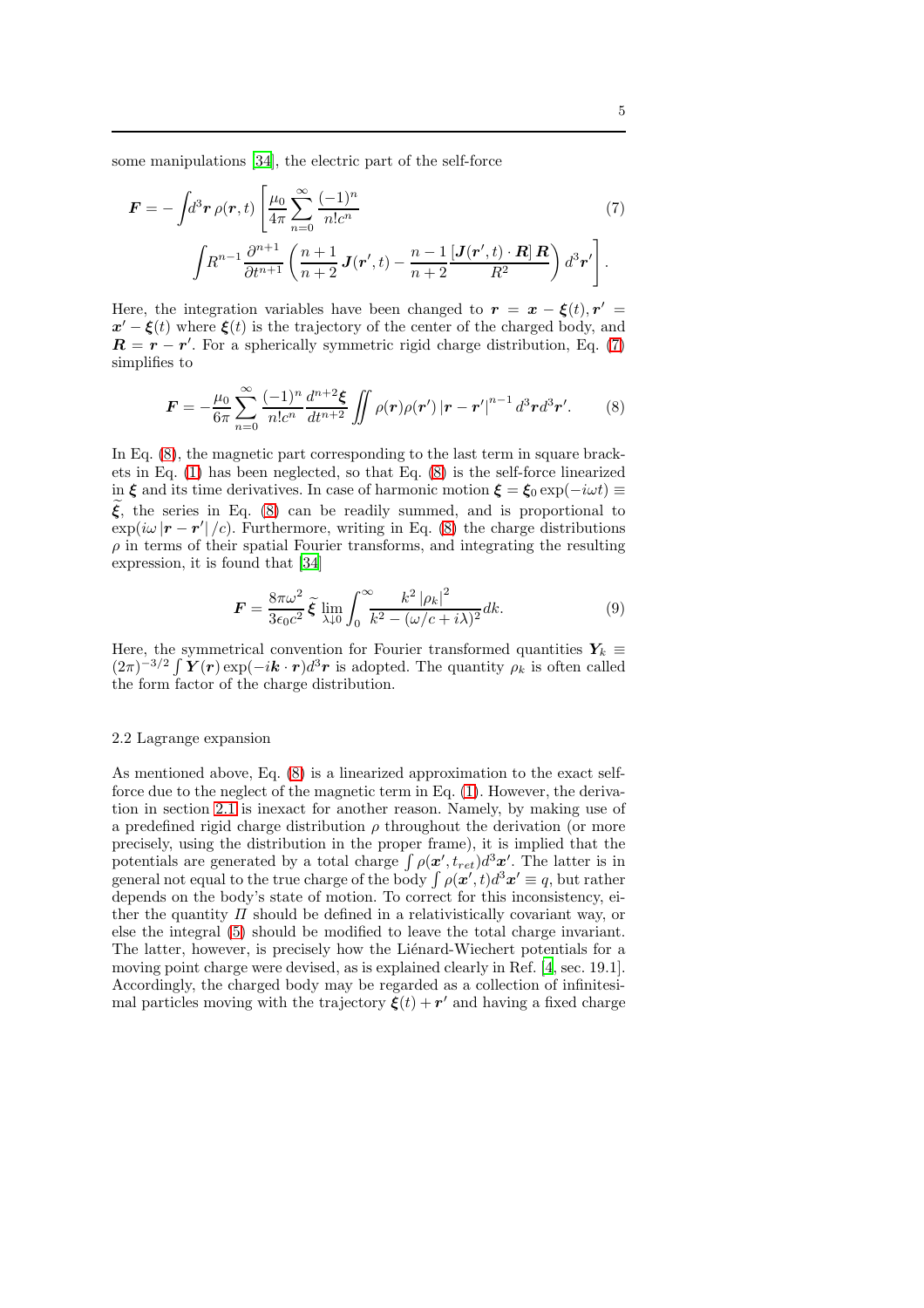some manipulations [34], the electric part of the self-force

$$
\boldsymbol{F} = -\int d^3\boldsymbol{r}\,\rho(\boldsymbol{r},t)\left[\frac{\mu_0}{4\pi}\sum_{n=0}^{\infty}\frac{(-1)^n}{n!c^n}\right.
\left.\int R^{n-1}\frac{\partial^{n+1}}{\partial t^{n+1}}\left(\frac{n+1}{n+2}\boldsymbol{J}(\boldsymbol{r}',t) - \frac{n-1}{n+2}\frac{[\boldsymbol{J}(\boldsymbol{r}',t)\cdot\boldsymbol{R}]\,\boldsymbol{R}}{R^2}\right)d^3\boldsymbol{r}'\right]. \tag{7}
$$

Here, the integration variables have been changed to $\boldsymbol{r} = \boldsymbol{x} - \boldsymbol{\xi}(t), \boldsymbol{r}' = \boldsymbol{x}' - \boldsymbol{\xi}(t)$ where $\boldsymbol{\xi}(t)$ is the trajectory of the center of the charged body, and $\boldsymbol{R} = \boldsymbol{r} - \boldsymbol{r}'$. For a spherically symmetric rigid charge distribution, Eq. (7) simplifies to

$$
\boldsymbol{F} = -\frac{\mu_0}{6\pi}\sum_{n=0}^{\infty}\frac{(-1)^n}{n!c^n}\frac{d^{n+2}\boldsymbol{\xi}}{dt^{n+2}}\iint \rho(\boldsymbol{r})\rho(\boldsymbol{r}')\left|\boldsymbol{r}-\boldsymbol{r}'\right|^{n-1}d^3\boldsymbol{r}d^3\boldsymbol{r}'. \tag{8}
$$

In Eq. (8), the magnetic part corresponding to the last term in square brackets in Eq. (1) has been neglected, so that Eq. (8) is the self-force linearized in $\boldsymbol{\xi}$ and its time derivatives. In case of harmonic motion $\boldsymbol{\xi} = \boldsymbol{\xi}_0\exp(-i\omega t) \equiv \widetilde{\boldsymbol{\xi}}$, the series in Eq. (8) can be readily summed, and is proportional to $\exp(i\omega\left|\boldsymbol{r}-\boldsymbol{r}'\right|/c)$. Furthermore, writing in Eq. (8) the charge distributions $\rho$ in terms of their spatial Fourier transforms, and integrating the resulting expression, it is found that [34]

$$
\boldsymbol{F} = \frac{8\pi\omega^2}{3\epsilon_0 c^2}\,\widetilde{\boldsymbol{\xi}}\,\lim_{\lambda\downarrow 0}\int_0^{\infty}\frac{k^2\left|\rho_k\right|^2}{k^2-(\omega/c+i\lambda)^2}dk. \tag{9}
$$

Here, the symmetrical convention for Fourier transformed quantities $\boldsymbol{Y}_k \equiv (2\pi)^{-3/2}\int \boldsymbol{Y}(\boldsymbol{r})\exp(-i\boldsymbol{k}\cdot\boldsymbol{r})d^3\boldsymbol{r}$ is adopted. The quantity $\rho_k$ is often called the form factor of the charge distribution.

### 2.2 Lagrange expansion

As mentioned above, Eq. (8) is a linearized approximation to the exact self-force due to the neglect of the magnetic term in Eq. (1). However, the derivation in section 2.1 is inexact for another reason. Namely, by making use of a predefined rigid charge distribution $\rho$ throughout the derivation (or more precisely, using the distribution in the proper frame), it is implied that the potentials are generated by a total charge $\int \rho(\boldsymbol{x}', t_{ret})d^3\boldsymbol{x}'$. The latter is in general not equal to the true charge of the body $\int \rho(\boldsymbol{x}',t)d^3\boldsymbol{x}' \equiv q$, but rather depends on the body's state of motion. To correct for this inconsistency, either the quantity $\Pi$ should be defined in a relativistically covariant way, or else the integral (5) should be modified to leave the total charge invariant. The latter, however, is precisely how the Liénard-Wiechert potentials for a moving point charge were devised, as is explained clearly in Ref. [4, sec. 19.1]. Accordingly, the charged body may be regarded as a collection of infinitesimal particles moving with the trajectory $\boldsymbol{\xi}(t) + \boldsymbol{r}'$ and having a fixed charge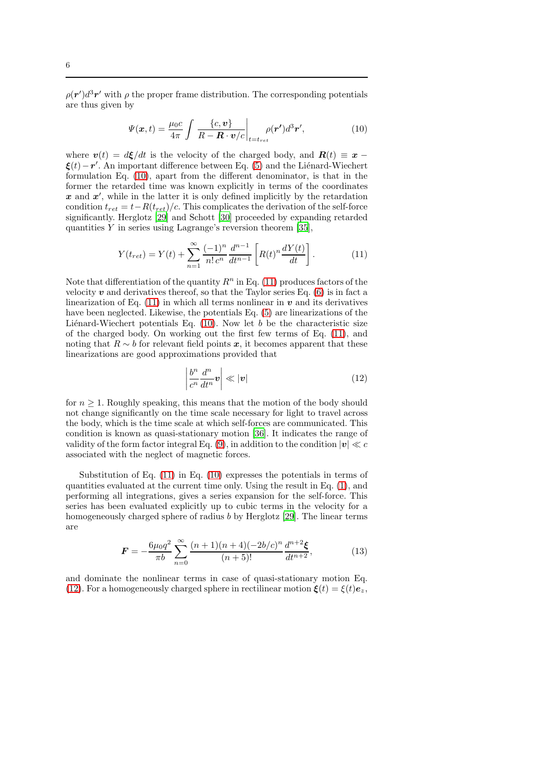$\rho(\boldsymbol{r}')d^3\boldsymbol{r}'$ with $\rho$ the proper frame distribution. The corresponding potentials are thus given by

$$\Psi(\boldsymbol{x},t) = \frac{\mu_0 c}{4\pi} \int \left. \frac{\{c, \boldsymbol{v}\}}{R - \boldsymbol{R}\cdot\boldsymbol{v}/c} \right|_{t=t_{ret}} \rho(\boldsymbol{r}')d^3\boldsymbol{r}', \tag{10}$$

where $\boldsymbol{v}(t) = d\boldsymbol{\xi}/dt$ is the velocity of the charged body, and $\boldsymbol{R}(t) \equiv \boldsymbol{x} - \boldsymbol{\xi}(t) - \boldsymbol{r}'$. An important difference between Eq. (5) and the Liénard-Wiechert formulation Eq. (10), apart from the different denominator, is that in the former the retarded time was known explicitly in terms of the coordinates $\boldsymbol{x}$ and $\boldsymbol{x}'$, while in the latter it is only defined implicitly by the retardation condition $t_{ret} = t - R(t_{ret})/c$. This complicates the derivation of the self-force significantly. Herglotz [29] and Schott [30] proceeded by expanding retarded quantities $Y$ in series using Lagrange's reversion theorem [35],

$$Y(t_{ret}) = Y(t) + \sum_{n=1}^{\infty} \frac{(-1)^n}{n!\, c^n} \frac{d^{n-1}}{dt^{n-1}} \left[ R(t)^n \frac{dY(t)}{dt} \right]. \tag{11}$$

Note that differentiation of the quantity $R^n$ in Eq. (11) produces factors of the velocity $\boldsymbol{v}$ and derivatives thereof, so that the Taylor series Eq. (6) is in fact a linearization of Eq. (11) in which all terms nonlinear in $\boldsymbol{v}$ and its derivatives have been neglected. Likewise, the potentials Eq. (5) are linearizations of the Liénard-Wiechert potentials Eq. (10). Now let $b$ be the characteristic size of the charged body. On working out the first few terms of Eq. (11), and noting that $R \sim b$ for relevant field points $\boldsymbol{x}$, it becomes apparent that these linearizations are good approximations provided that

$$\left| \frac{b^n}{c^n} \frac{d^n}{dt^n} \boldsymbol{v} \right| \ll |\boldsymbol{v}| \tag{12}$$

for $n \geq 1$. Roughly speaking, this means that the motion of the body should not change significantly on the time scale necessary for light to travel across the body, which is the time scale at which self-forces are communicated. This condition is known as quasi-stationary motion [36]. It indicates the range of validity of the form factor integral Eq. (9), in addition to the condition $|\boldsymbol{v}| \ll c$ associated with the neglect of magnetic forces.

Substitution of Eq. (11) in Eq. (10) expresses the potentials in terms of quantities evaluated at the current time only. Using the result in Eq. (1), and performing all integrations, gives a series expansion for the self-force. This series has been evaluated explicitly up to cubic terms in the velocity for a homogeneously charged sphere of radius $b$ by Herglotz [29]. The linear terms are

$$\boldsymbol{F} = -\frac{6\mu_0 q^2}{\pi b} \sum_{n=0}^{\infty} \frac{(n+1)(n+4)(-2b/c)^n}{(n+5)!} \frac{d^{n+2}\boldsymbol{\xi}}{dt^{n+2}}, \tag{13}$$

and dominate the nonlinear terms in case of quasi-stationary motion Eq. (12). For a homogeneously charged sphere in rectilinear motion $\boldsymbol{\xi}(t) = \xi(t)\boldsymbol{e}_z$,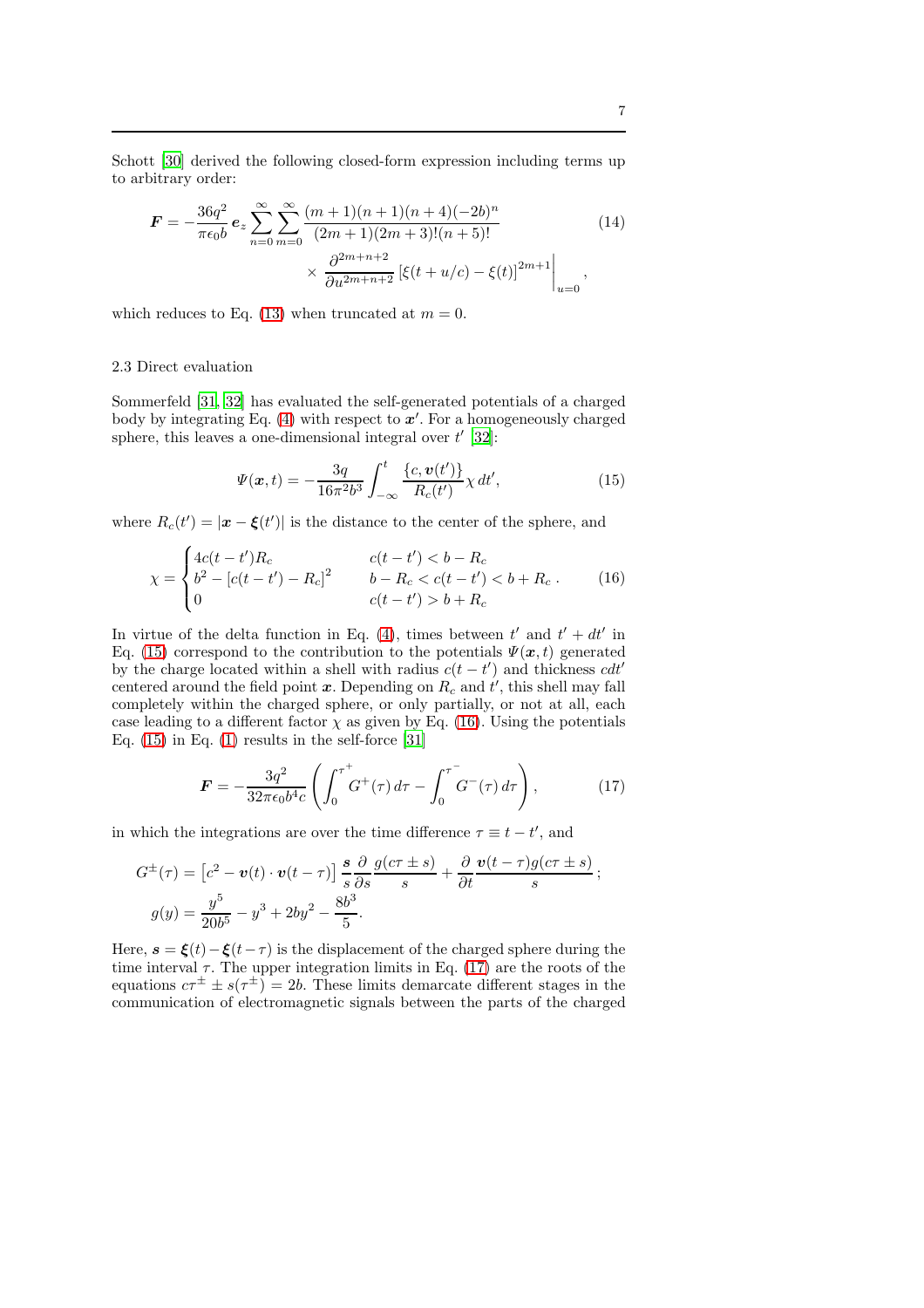Schott [30] derived the following closed-form expression including terms up to arbitrary order:

$$
\boldsymbol{F} = -\frac{36q^2}{\pi\epsilon_0 b}\,\boldsymbol{e}_z \sum_{n=0}^{\infty}\sum_{m=0}^{\infty} \frac{(m+1)(n+1)(n+4)(-2b)^n}{(2m+1)(2m+3)!(n+5)!} \times \frac{\partial^{2m+n+2}}{\partial u^{2m+n+2}} \left[\xi(t+u/c) - \xi(t)\right]^{2m+1}\Bigg|_{u=0}, \tag{14}
$$

which reduces to Eq. (13) when truncated at $m = 0$.

### 2.3 Direct evaluation

Sommerfeld [31, 32] has evaluated the self-generated potentials of a charged body by integrating Eq. (4) with respect to $\boldsymbol{x}'$. For a homogeneously charged sphere, this leaves a one-dimensional integral over $t'$ [32]:

$$
\Psi(\boldsymbol{x}, t) = -\frac{3q}{16\pi^2 b^3}\int_{-\infty}^{t} \frac{\{c, \boldsymbol{v}(t')\}}{R_c(t')}\chi\, dt', \tag{15}
$$

where $R_c(t') = |\boldsymbol{x} - \boldsymbol{\xi}(t')|$ is the distance to the center of the sphere, and

$$
\chi = \begin{cases} 4c(t-t')R_c & c(t-t') < b - R_c \\ b^2 - \left[c(t-t') - R_c\right]^2 & b - R_c < c(t-t') < b + R_c \\ 0 & c(t-t') > b + R_c \end{cases}. \tag{16}
$$

In virtue of the delta function in Eq. (4), times between $t'$ and $t' + dt'$ in Eq. (15) correspond to the contribution to the potentials $\Psi(\boldsymbol{x}, t)$ generated by the charge located within a shell with radius $c(t-t')$ and thickness $c\,dt'$ centered around the field point $\boldsymbol{x}$. Depending on $R_c$ and $t'$, this shell may fall completely within the charged sphere, or only partially, or not at all, each case leading to a different factor $\chi$ as given by Eq. (16). Using the potentials Eq. (15) in Eq. (1) results in the self-force [31]

$$
\boldsymbol{F} = -\frac{3q^2}{32\pi\epsilon_0 b^4 c}\left(\int_0^{\tau^+} G^+(\tau)\, d\tau - \int_0^{\tau^-} G^-(\tau)\, d\tau\right), \tag{17}
$$

in which the integrations are over the time difference $\tau \equiv t - t'$, and

$$
G^{\pm}(\tau) = \left[c^2 - \boldsymbol{v}(t)\cdot\boldsymbol{v}(t-\tau)\right]\frac{\boldsymbol{s}}{s}\frac{\partial}{\partial s}\frac{g(c\tau \pm s)}{s} + \frac{\partial}{\partial t}\frac{\boldsymbol{v}(t-\tau)g(c\tau \pm s)}{s};
$$

$$
g(y) = \frac{y^5}{20b^5} - y^3 + 2by^2 - \frac{8b^3}{5}.
$$

Here, $\boldsymbol{s} = \boldsymbol{\xi}(t) - \boldsymbol{\xi}(t-\tau)$ is the displacement of the charged sphere during the time interval $\tau$. The upper integration limits in Eq. (17) are the roots of the equations $c\tau^{\pm} \pm s(\tau^{\pm}) = 2b$. These limits demarcate different stages in the communication of electromagnetic signals between the parts of the charged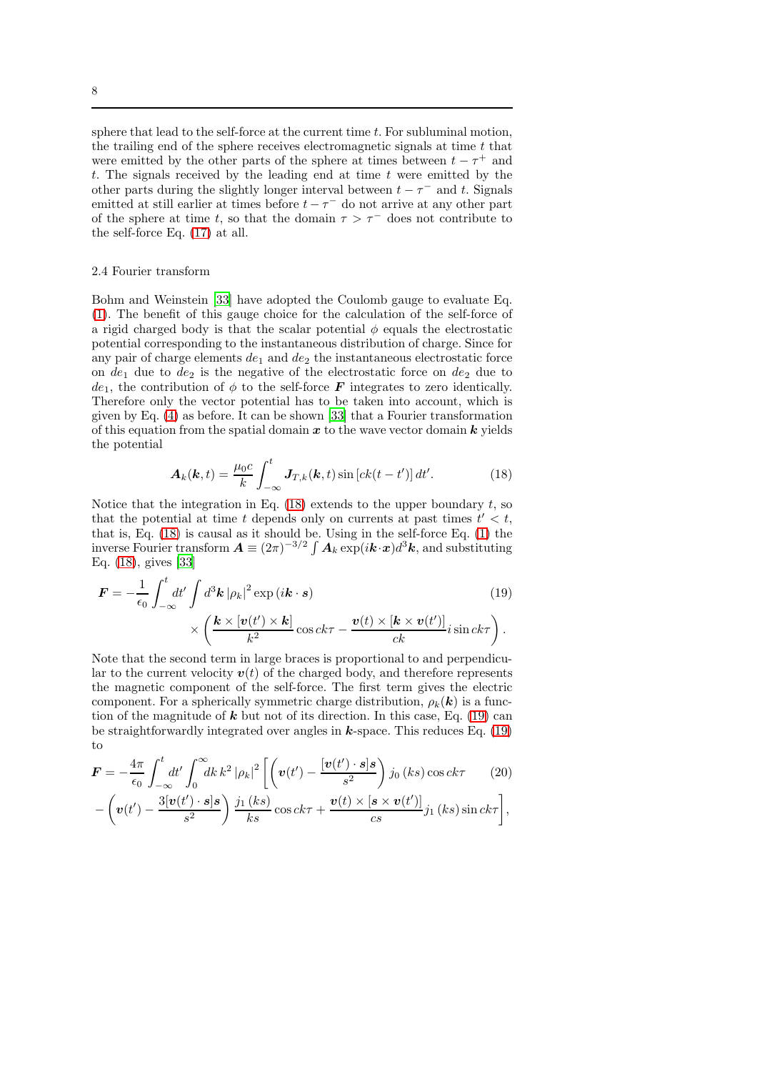sphere that lead to the self-force at the current time $t$. For subluminal motion, the trailing end of the sphere receives electromagnetic signals at time $t$ that were emitted by the other parts of the sphere at times between $t - \tau^+$ and $t$. The signals received by the leading end at time $t$ were emitted by the other parts during the slightly longer interval between $t - \tau^-$ and $t$. Signals emitted at still earlier at times before $t - \tau^-$ do not arrive at any other part of the sphere at time $t$, so that the domain $\tau > \tau^-$ does not contribute to the self-force Eq. (17) at all.

### 2.4 Fourier transform

Bohm and Weinstein [33] have adopted the Coulomb gauge to evaluate Eq. (1). The benefit of this gauge choice for the calculation of the self-force of a rigid charged body is that the scalar potential $\phi$ equals the electrostatic potential corresponding to the instantaneous distribution of charge. Since for any pair of charge elements $de_1$ and $de_2$ the instantaneous electrostatic force on $de_1$ due to $de_2$ is the negative of the electrostatic force on $de_2$ due to $de_1$, the contribution of $\phi$ to the self-force $\boldsymbol{F}$ integrates to zero identically. Therefore only the vector potential has to be taken into account, which is given by Eq. (4) as before. It can be shown [33] that a Fourier transformation of this equation from the spatial domain $\boldsymbol{x}$ to the wave vector domain $\boldsymbol{k}$ yields the potential

$$
\boldsymbol{A}_k(\boldsymbol{k}, t) = \frac{\mu_0 c}{k} \int_{-\infty}^{t} \boldsymbol{J}_{T,k}(\boldsymbol{k}, t) \sin\left[ck(t - t')\right] dt'. \tag{18}
$$

Notice that the integration in Eq. (18) extends to the upper boundary $t$, so that the potential at time $t$ depends only on currents at past times $t' < t$, that is, Eq. (18) is causal as it should be. Using in the self-force Eq. (1) the inverse Fourier transform $\boldsymbol{A} \equiv (2\pi)^{-3/2} \int \boldsymbol{A}_k \exp(i\boldsymbol{k}\cdot\boldsymbol{x}) d^3\boldsymbol{k}$, and substituting Eq. (18), gives [33]

$$
\begin{aligned}
\boldsymbol{F} = -\frac{1}{\epsilon_0} \int_{-\infty}^{t} dt' \int d^3\boldsymbol{k}\, |\rho_k|^2 \exp\left(i\boldsymbol{k}\cdot\boldsymbol{s}\right) \qquad\qquad\qquad\qquad & \\
\times \left( \frac{\boldsymbol{k} \times [\boldsymbol{v}(t') \times \boldsymbol{k}]}{k^2} \cos ck\tau - \frac{\boldsymbol{v}(t) \times [\boldsymbol{k} \times \boldsymbol{v}(t')]}{ck} i \sin ck\tau \right). &
\end{aligned} \tag{19}
$$

Note that the second term in large braces is proportional to and perpendicular to the current velocity $\boldsymbol{v}(t)$ of the charged body, and therefore represents the magnetic component of the self-force. The first term gives the electric component. For a spherically symmetric charge distribution, $\rho_k(\boldsymbol{k})$ is a function of the magnitude of $\boldsymbol{k}$ but not of its direction. In this case, Eq. (19) can be straightforwardly integrated over angles in $\boldsymbol{k}$-space. This reduces Eq. (19) to

$$
\begin{aligned}
\boldsymbol{F} = -\frac{4\pi}{\epsilon_0} \int_{-\infty}^{t} dt' \int_0^{\infty} dk\, k^2 \, |\rho_k|^2 \Bigg[ \left( \boldsymbol{v}(t') - \frac{[\boldsymbol{v}(t')\cdot\boldsymbol{s}]\boldsymbol{s}}{s^2} \right) j_0\left(ks\right) \cos ck\tau & \\
- \left( \boldsymbol{v}(t') - \frac{3[\boldsymbol{v}(t')\cdot\boldsymbol{s}]\boldsymbol{s}}{s^2} \right) \frac{j_1\left(ks\right)}{ks} \cos ck\tau + \frac{\boldsymbol{v}(t) \times [\boldsymbol{s} \times \boldsymbol{v}(t')]}{cs} j_1\left(ks\right) \sin ck\tau \Bigg], &
\end{aligned} \tag{20}
$$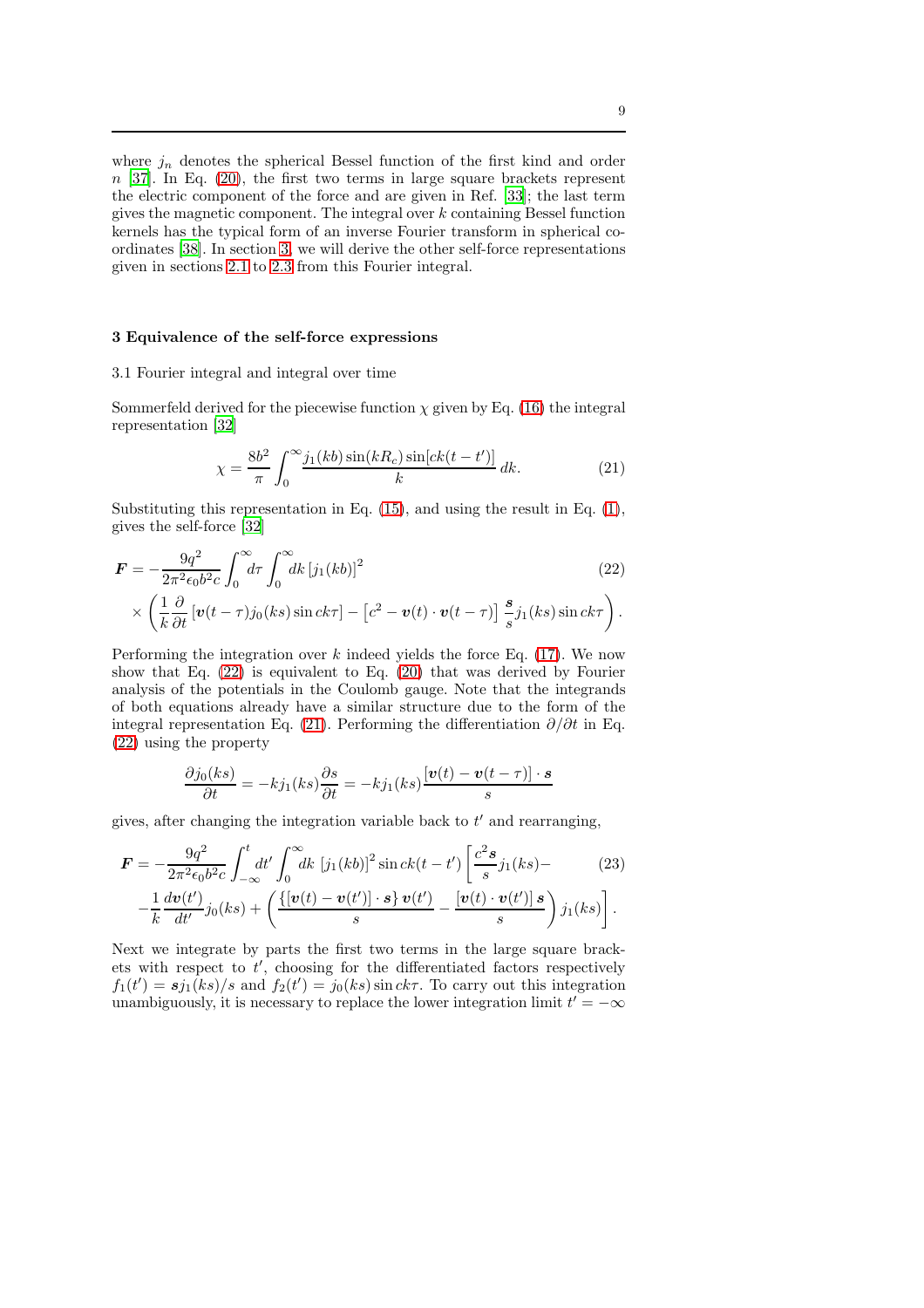where $j_n$ denotes the spherical Bessel function of the first kind and order $n$ [37]. In Eq. (20), the first two terms in large square brackets represent the electric component of the force and are given in Ref. [33]; the last term gives the magnetic component. The integral over $k$ containing Bessel function kernels has the typical form of an inverse Fourier transform in spherical coordinates [38]. In section 3, we will derive the other self-force representations given in sections 2.1 to 2.3 from this Fourier integral.

## 3 Equivalence of the self-force expressions

### 3.1 Fourier integral and integral over time

Sommerfeld derived for the piecewise function $\chi$ given by Eq. (16) the integral representation [32]

$$\chi = \frac{8b^2}{\pi} \int_0^\infty \frac{j_1(kb)\sin(kR_c)\sin[ck(t-t')]}{k}\, dk. \tag{21}$$

Substituting this representation in Eq. (15), and using the result in Eq. (1), gives the self-force [32]

$$\begin{aligned} \boldsymbol{F} = &-\frac{9q^2}{2\pi^2\epsilon_0 b^2 c}\int_0^\infty d\tau \int_0^\infty dk\, [j_1(kb)]^2 \\ &\times \left( \frac{1}{k}\frac{\partial}{\partial t}\left[\boldsymbol{v}(t-\tau) j_0(ks)\sin ck\tau\right] - \left[c^2 - \boldsymbol{v}(t)\cdot\boldsymbol{v}(t-\tau)\right]\frac{\boldsymbol{s}}{s} j_1(ks)\sin ck\tau \right). \end{aligned} \tag{22}$$

Performing the integration over $k$ indeed yields the force Eq. (17). We now show that Eq. (22) is equivalent to Eq. (20) that was derived by Fourier analysis of the potentials in the Coulomb gauge. Note that the integrands of both equations already have a similar structure due to the form of the integral representation Eq. (21). Performing the differentiation $\partial/\partial t$ in Eq. (22) using the property

$$\frac{\partial j_0(ks)}{\partial t} = -k j_1(ks)\frac{\partial s}{\partial t} = -k j_1(ks)\frac{[\boldsymbol{v}(t)-\boldsymbol{v}(t-\tau)]\cdot\boldsymbol{s}}{s}$$

gives, after changing the integration variable back to $t'$ and rearranging,

$$\begin{aligned} \boldsymbol{F} = &-\frac{9q^2}{2\pi^2\epsilon_0 b^2 c}\int_{-\infty}^t dt' \int_0^\infty dk\, [j_1(kb)]^2 \sin ck(t-t') \left[ \frac{c^2\boldsymbol{s}}{s} j_1(ks) - \right. \\ &\left. -\frac{1}{k}\frac{d\boldsymbol{v}(t')}{dt'} j_0(ks) + \left( \frac{\{[\boldsymbol{v}(t)-\boldsymbol{v}(t')]\cdot\boldsymbol{s}\}\,\boldsymbol{v}(t')}{s} - \frac{[\boldsymbol{v}(t)\cdot\boldsymbol{v}(t')]\,\boldsymbol{s}}{s} \right) j_1(ks) \right]. \end{aligned} \tag{23}$$

Next we integrate by parts the first two terms in the large square brackets with respect to $t'$, choosing for the differentiated factors respectively $f_1(t') = \boldsymbol{s} j_1(ks)/s$ and $f_2(t') = j_0(ks)\sin ck\tau$. To carry out this integration unambiguously, it is necessary to replace the lower integration limit $t' = -\infty$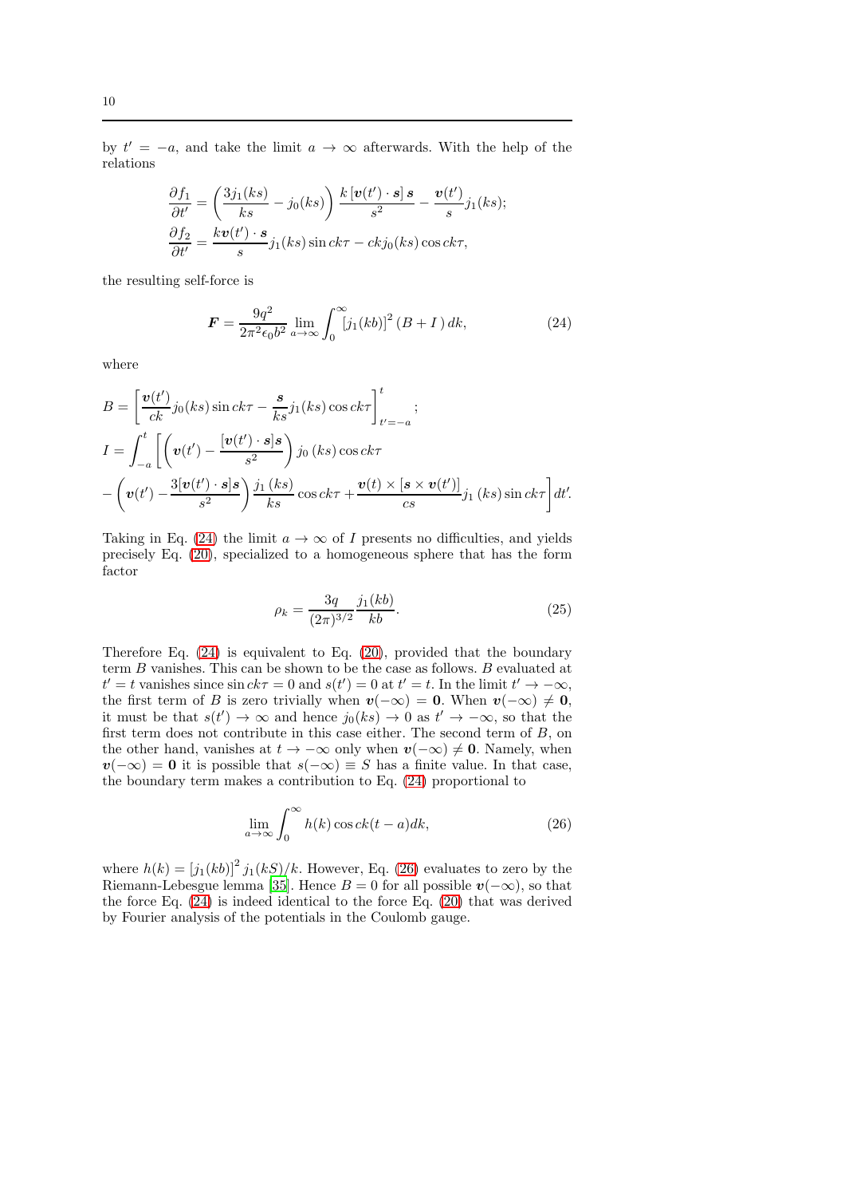by $t' = -a$, and take the limit $a \to \infty$ afterwards. With the help of the relations

$$
\begin{aligned}
\frac{\partial f_1}{\partial t'} &= \left( \frac{3 j_1(ks)}{ks} - j_0(ks) \right) \frac{k \left[ \boldsymbol{v}(t') \cdot \boldsymbol{s} \right] \boldsymbol{s}}{s^2} - \frac{\boldsymbol{v}(t')}{s} j_1(ks); \\
\frac{\partial f_2}{\partial t'} &= \frac{k \boldsymbol{v}(t') \cdot \boldsymbol{s}}{s} j_1(ks) \sin ck\tau - ck j_0(ks) \cos ck\tau,
\end{aligned}
$$

the resulting self-force is

$$
\boldsymbol{F} = \frac{9q^2}{2\pi^2 \epsilon_0 b^2} \lim_{a \to \infty} \int_0^\infty \left[ j_1(kb) \right]^2 (B + I)\, dk, \tag{24}
$$

where

$$
\begin{aligned}
B &= \left[ \frac{\boldsymbol{v}(t')}{ck} j_0(ks) \sin ck\tau - \frac{\boldsymbol{s}}{ks} j_1(ks) \cos ck\tau \right]_{t'=-a}^{t}; \\
I &= \int_{-a}^{t} \left[ \left( \boldsymbol{v}(t') - \frac{[\boldsymbol{v}(t') \cdot \boldsymbol{s}] \boldsymbol{s}}{s^2} \right) j_0\left(ks\right) \cos ck\tau \right. \\
&\left. - \left( \boldsymbol{v}(t') - \frac{3[\boldsymbol{v}(t') \cdot \boldsymbol{s}] \boldsymbol{s}}{s^2} \right) \frac{j_1\left(ks\right)}{ks} \cos ck\tau + \frac{\boldsymbol{v}(t) \times [\boldsymbol{s} \times \boldsymbol{v}(t')]}{cs} j_1\left(ks\right) \sin ck\tau \right] dt'.
\end{aligned}
$$

Taking in Eq. (24) the limit $a \to \infty$ of $I$ presents no difficulties, and yields precisely Eq. (20), specialized to a homogeneous sphere that has the form factor

$$
\rho_k = \frac{3q}{(2\pi)^{3/2}} \frac{j_1(kb)}{kb}. \tag{25}
$$

Therefore Eq. (24) is equivalent to Eq. (20), provided that the boundary term $B$ vanishes. This can be shown to be the case as follows. $B$ evaluated at $t' = t$ vanishes since $\sin ck\tau = 0$ and $s(t') = 0$ at $t' = t$. In the limit $t' \to -\infty$, the first term of $B$ is zero trivially when $\boldsymbol{v}(-\infty) = \boldsymbol{0}$. When $\boldsymbol{v}(-\infty) \neq \boldsymbol{0}$, it must be that $s(t') \to \infty$ and hence $j_0(ks) \to 0$ as $t' \to -\infty$, so that the first term does not contribute in this case either. The second term of $B$, on the other hand, vanishes at $t \to -\infty$ only when $\boldsymbol{v}(-\infty) \neq \boldsymbol{0}$. Namely, when $\boldsymbol{v}(-\infty) = \boldsymbol{0}$ it is possible that $s(-\infty) \equiv S$ has a finite value. In that case, the boundary term makes a contribution to Eq. (24) proportional to

$$
\lim_{a \to \infty} \int_0^\infty h(k) \cos ck(t - a) dk, \tag{26}
$$

where $h(k) = \left[ j_1(kb) \right]^2 j_1(kS)/k$. However, Eq. (26) evaluates to zero by the Riemann-Lebesgue lemma [35]. Hence $B = 0$ for all possible $\boldsymbol{v}(-\infty)$, so that the force Eq. (24) is indeed identical to the force Eq. (20) that was derived by Fourier analysis of the potentials in the Coulomb gauge.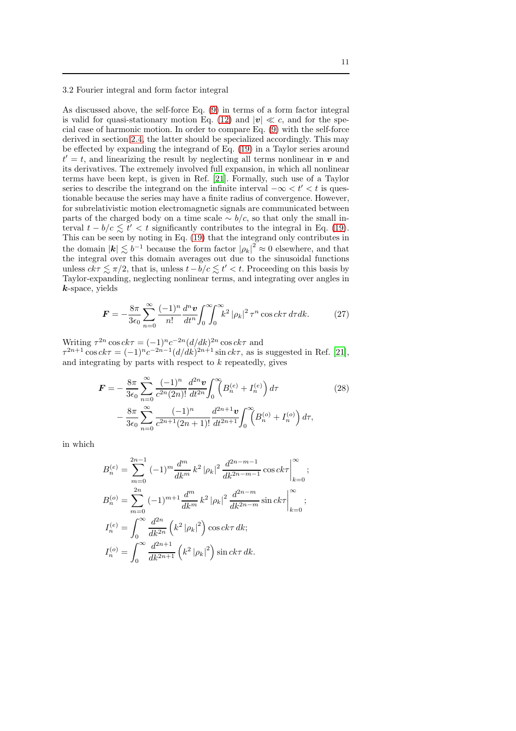### 3.2 Fourier integral and form factor integral

As discussed above, the self-force Eq. (9) in terms of a form factor integral is valid for quasi-stationary motion Eq. (12) and $|\boldsymbol{v}| \ll c$, and for the special case of harmonic motion. In order to compare Eq. (9) with the self-force derived in section 2.4, the latter should be specialized accordingly. This may be effected by expanding the integrand of Eq. (19) in a Taylor series around $t' = t$, and linearizing the result by neglecting all terms nonlinear in $\boldsymbol{v}$ and its derivatives. The extremely involved full expansion, in which all nonlinear terms have been kept, is given in Ref. [21]. Formally, such use of a Taylor series to describe the integrand on the infinite interval $-\infty < t' < t$ is questionable because the series may have a finite radius of convergence. However, for subrelativistic motion electromagnetic signals are communicated between parts of the charged body on a time scale $\sim b/c$, so that only the small interval $t - b/c \lesssim t' < t$ significantly contributes to the integral in Eq. (19). This can be seen by noting in Eq. (19) that the integrand only contributes in the domain $|\boldsymbol{k}| \lesssim b^{-1}$ because the form factor $|\rho_k|^2 \approx 0$ elsewhere, and that the integral over this domain averages out due to the sinusoidal functions unless $ck\tau \lesssim \pi/2$, that is, unless $t - b/c \lesssim t' < t$. Proceeding on this basis by Taylor-expanding, neglecting nonlinear terms, and integrating over angles in $\boldsymbol{k}$-space, yields

$$\boldsymbol{F} = -\frac{8\pi}{3\epsilon_0} \sum_{n=0}^{\infty} \frac{(-1)^n}{n!} \frac{d^n \boldsymbol{v}}{dt^n} \int_0^\infty \int_0^\infty k^2 |\rho_k|^2 \tau^n \cos ck\tau \, d\tau dk. \tag{27}$$

Writing $\tau^{2n} \cos ck\tau = (-1)^n c^{-2n} (d/dk)^{2n} \cos ck\tau$ and $\tau^{2n+1} \cos ck\tau = (-1)^n c^{-2n-1} (d/dk)^{2n+1} \sin ck\tau$, as is suggested in Ref. [21], and integrating by parts with respect to $k$ repeatedly, gives

$$\begin{aligned}
\boldsymbol{F} = &-\frac{8\pi}{3\epsilon_0} \sum_{n=0}^{\infty} \frac{(-1)^n}{c^{2n}(2n)!} \frac{d^{2n} \boldsymbol{v}}{dt^{2n}} \int_0^\infty \left( B_n^{(e)} + I_n^{(e)} \right) d\tau \\
&- \frac{8\pi}{3\epsilon_0} \sum_{n=0}^{\infty} \frac{(-1)^n}{c^{2n+1}(2n+1)!} \frac{d^{2n+1} \boldsymbol{v}}{dt^{2n+1}} \int_0^\infty \left( B_n^{(o)} + I_n^{(o)} \right) d\tau,
\end{aligned} \tag{28}$$

in which

$$\begin{aligned}
B_n^{(e)} &= \sum_{m=0}^{2n-1} (-1)^m \frac{d^m}{dk^m} k^2 |\rho_k|^2 \frac{d^{2n-m-1}}{dk^{2n-m-1}} \cos ck\tau \Big|_{k=0}^{\infty}; \\
B_n^{(o)} &= \sum_{m=0}^{2n} (-1)^{m+1} \frac{d^m}{dk^m} k^2 |\rho_k|^2 \frac{d^{2n-m}}{dk^{2n-m}} \sin ck\tau \Big|_{k=0}^{\infty}; \\
I_n^{(e)} &= \int_0^\infty \frac{d^{2n}}{dk^{2n}} \left( k^2 |\rho_k|^2 \right) \cos ck\tau \, dk; \\
I_n^{(o)} &= \int_0^\infty \frac{d^{2n+1}}{dk^{2n+1}} \left( k^2 |\rho_k|^2 \right) \sin ck\tau \, dk.
\end{aligned}$$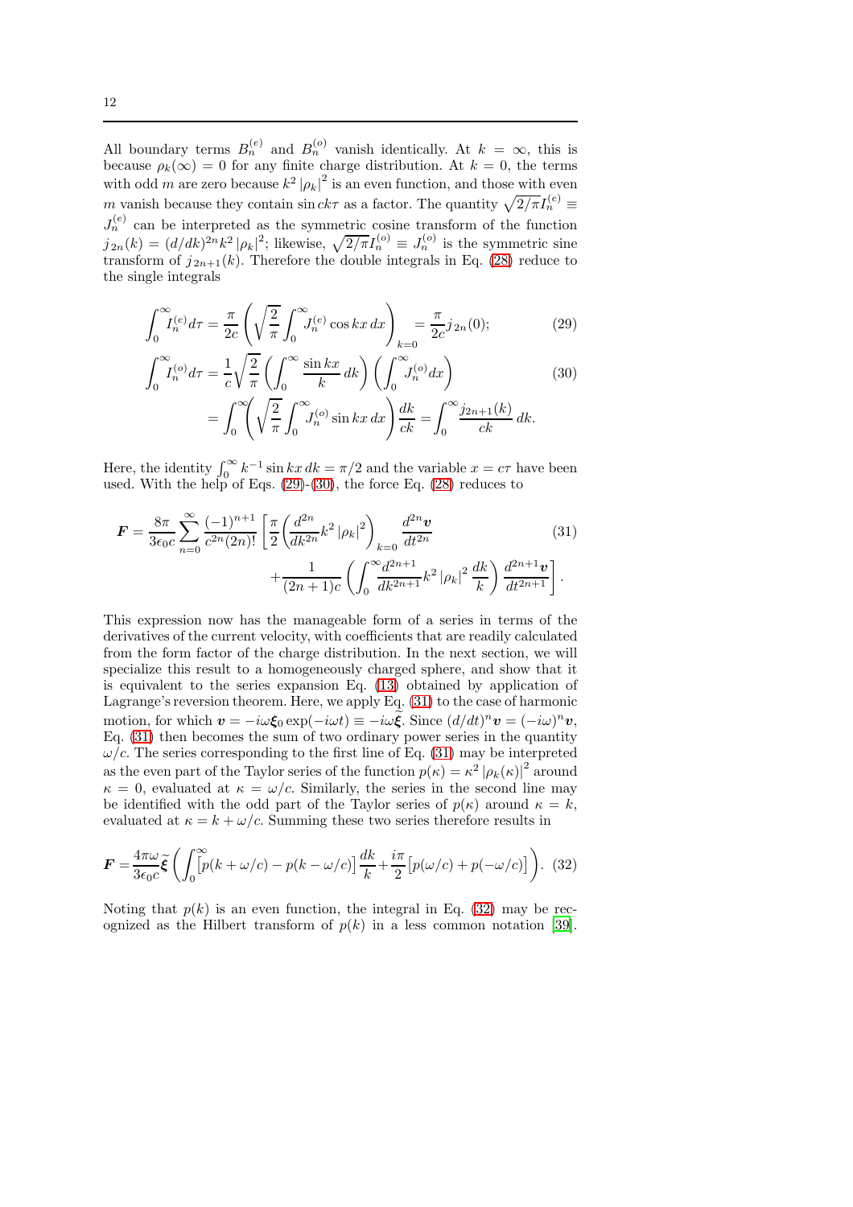All boundary terms $B_n^{(e)}$ and $B_n^{(o)}$ vanish identically. At $k = \infty$, this is because $\rho_k(\infty) = 0$ for any finite charge distribution. At $k = 0$, the terms with odd $m$ are zero because $k^2 |\rho_k|^2$ is an even function, and those with even $m$ vanish because they contain $\sin ck\tau$ as a factor. The quantity $\sqrt{2/\pi} I_n^{(e)} \equiv J_n^{(e)}$ can be interpreted as the symmetric cosine transform of the function $j_{2n}(k) = (d/dk)^{2n} k^2 |\rho_k|^2$; likewise, $\sqrt{2/\pi} I_n^{(o)} \equiv J_n^{(o)}$ is the symmetric sine transform of $j_{2n+1}(k)$. Therefore the double integrals in Eq. (28) reduce to the single integrals

$$\int_0^\infty I_n^{(e)} d\tau = \frac{\pi}{2c} \left( \sqrt{\frac{2}{\pi}} \int_0^\infty J_n^{(e)} \cos kx \, dx \right)_{k=0} = \frac{\pi}{2c} j_{2n}(0); \tag{29}$$

$$\begin{aligned} \int_0^\infty I_n^{(o)} d\tau &= \frac{1}{c} \sqrt{\frac{2}{\pi}} \left( \int_0^\infty \frac{\sin kx}{k} \, dk \right) \left( \int_0^\infty J_n^{(o)} dx \right) \\ &= \int_0^\infty \left( \sqrt{\frac{2}{\pi}} \int_0^\infty J_n^{(o)} \sin kx \, dx \right) \frac{dk}{ck} = \int_0^\infty \frac{j_{2n+1}(k)}{ck} \, dk. \end{aligned} \tag{30}$$

Here, the identity $\int_0^\infty k^{-1} \sin kx \, dk = \pi/2$ and the variable $x = c\tau$ have been used. With the help of Eqs. (29)-(30), the force Eq. (28) reduces to

$$\begin{aligned} \boldsymbol{F} = \frac{8\pi}{3\epsilon_0 c} \sum_{n=0}^\infty \frac{(-1)^{n+1}}{c^{2n}(2n)!} \Bigg[ &\frac{\pi}{2} \left( \frac{d^{2n}}{dk^{2n}} k^2 |\rho_k|^2 \right)_{k=0} \frac{d^{2n} \boldsymbol{v}}{dt^{2n}} \\ &+ \frac{1}{(2n+1)c} \left( \int_0^\infty \frac{d^{2n+1}}{dk^{2n+1}} k^2 |\rho_k|^2 \, \frac{dk}{k} \right) \frac{d^{2n+1} \boldsymbol{v}}{dt^{2n+1}} \Bigg]. \end{aligned} \tag{31}$$

This expression now has the manageable form of a series in terms of the derivatives of the current velocity, with coefficients that are readily calculated from the form factor of the charge distribution. In the next section, we will specialize this result to a homogeneously charged sphere, and show that it is equivalent to the series expansion Eq. (13) obtained by application of Lagrange's reversion theorem. Here, we apply Eq. (31) to the case of harmonic motion, for which $\boldsymbol{v} = -i\omega \boldsymbol{\xi}_0 \exp(-i\omega t) \equiv -i\omega \widetilde{\boldsymbol{\xi}}$. Since $(d/dt)^n \boldsymbol{v} = (-i\omega)^n \boldsymbol{v}$, Eq. (31) then becomes the sum of two ordinary power series in the quantity $\omega/c$. The series corresponding to the first line of Eq. (31) may be interpreted as the even part of the Taylor series of the function $p(\kappa) = \kappa^2 |\rho_k(\kappa)|^2$ around $\kappa = 0$, evaluated at $\kappa = \omega/c$. Similarly, the series in the second line may be identified with the odd part of the Taylor series of $p(\kappa)$ around $\kappa = k$, evaluated at $\kappa = k + \omega/c$. Summing these two series therefore results in

$$\boldsymbol{F} = \frac{4\pi\omega}{3\epsilon_0 c} \widetilde{\boldsymbol{\xi}} \left( \int_0^\infty \left[ p(k + \omega/c) - p(k - \omega/c) \right] \frac{dk}{k} + \frac{i\pi}{2} \left[ p(\omega/c) + p(-\omega/c) \right] \right). \tag{32}$$

Noting that $p(k)$ is an even function, the integral in Eq. (32) may be recognized as the Hilbert transform of $p(k)$ in a less common notation [39].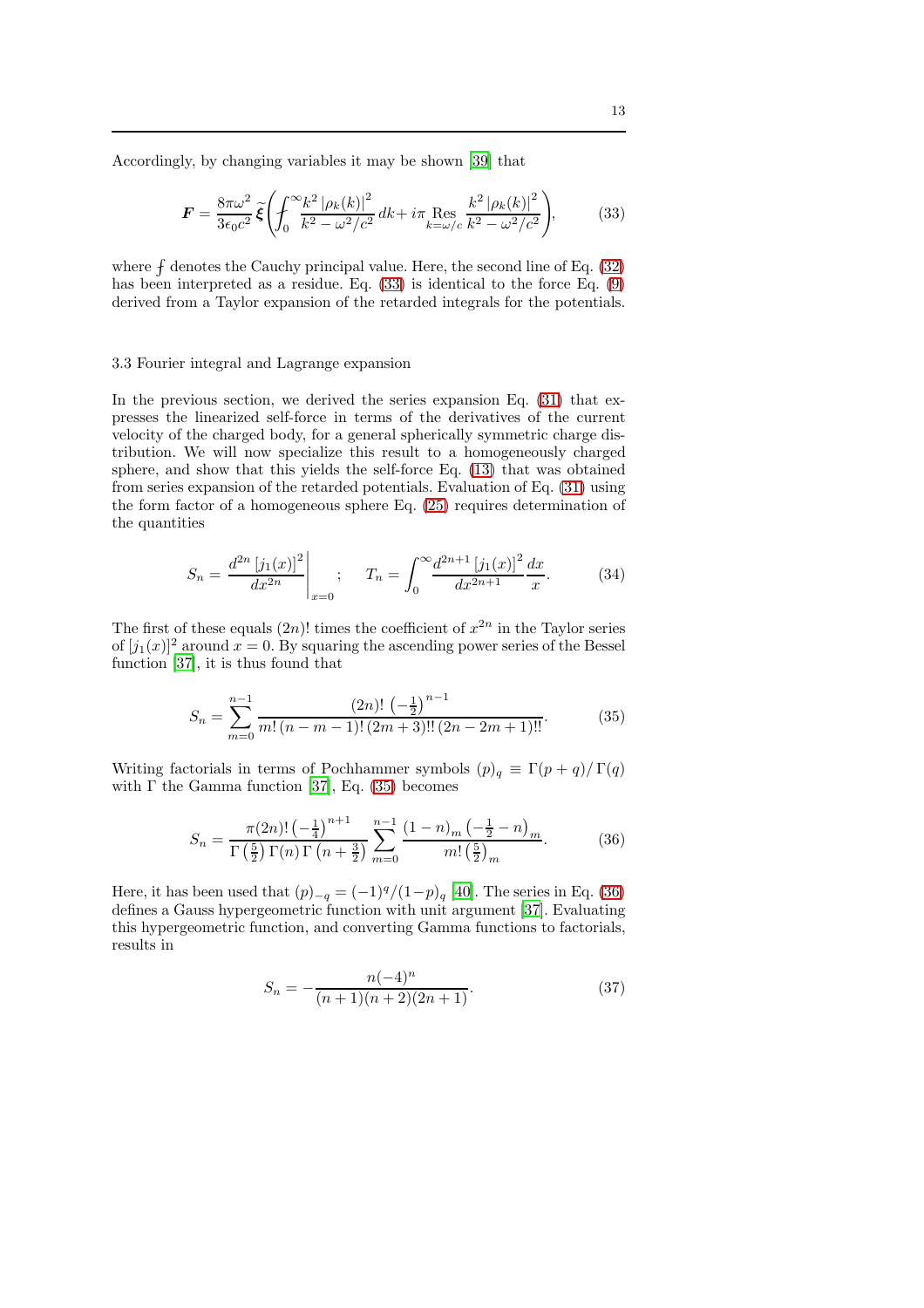Accordingly, by changing variables it may be shown [39] that

$$\boldsymbol{F} = \frac{8\pi\omega^2}{3\epsilon_0 c^2}\,\widetilde{\boldsymbol{\xi}}\left(⨍_0^\infty \frac{k^2\,|\rho_k(k)|^2}{k^2-\omega^2/c^2}\,dk + i\pi \operatorname*{Res}_{k=\omega/c} \frac{k^2\,|\rho_k(k)|^2}{k^2-\omega^2/c^2}\right), \tag{33}$$

where $⨍$ denotes the Cauchy principal value. Here, the second line of Eq. (32) has been interpreted as a residue. Eq. (33) is identical to the force Eq. (9) derived from a Taylor expansion of the retarded integrals for the potentials.

### 3.3 Fourier integral and Lagrange expansion

In the previous section, we derived the series expansion Eq. (31) that expresses the linearized self-force in terms of the derivatives of the current velocity of the charged body, for a general spherically symmetric charge distribution. We will now specialize this result to a homogeneously charged sphere, and show that this yields the self-force Eq. (13) that was obtained from series expansion of the retarded potentials. Evaluation of Eq. (31) using the form factor of a homogeneous sphere Eq. (25) requires determination of the quantities

$$S_n = \left.\frac{d^{2n}\,[j_1(x)]^2}{dx^{2n}}\right|_{x=0} \quad ; \quad T_n = \int_0^\infty \frac{d^{2n+1}\,[j_1(x)]^2}{dx^{2n+1}}\frac{dx}{x}. \tag{34}$$

The first of these equals $(2n)!$ times the coefficient of $x^{2n}$ in the Taylor series of $[j_1(x)]^2$ around $x=0$. By squaring the ascending power series of the Bessel function [37], it is thus found that

$$S_n = \sum_{m=0}^{n-1} \frac{(2n)!\,\left(-\frac{1}{2}\right)^{n-1}}{m!\,(n-m-1)!\,(2m+3)!!\,(2n-2m+1)!!}. \tag{35}$$

Writing factorials in terms of Pochhammer symbols $(p)_q \equiv \Gamma(p+q)/\,\Gamma(q)$ with $\Gamma$ the Gamma function [37], Eq. (35) becomes

$$S_n = \frac{\pi(2n)!\left(-\frac{1}{4}\right)^{n+1}}{\Gamma\left(\frac{5}{2}\right)\Gamma(n)\,\Gamma\left(n+\frac{3}{2}\right)} \sum_{m=0}^{n-1} \frac{(1-n)_m\left(-\frac{1}{2}-n\right)_m}{m!\left(\frac{5}{2}\right)_m}. \tag{36}$$

Here, it has been used that $(p)_{-q} = (-1)^q/(1-p)_q$ [40]. The series in Eq. (36) defines a Gauss hypergeometric function with unit argument [37]. Evaluating this hypergeometric function, and converting Gamma functions to factorials, results in

$$S_n = -\frac{n(-4)^n}{(n+1)(n+2)(2n+1)}. \tag{37}$$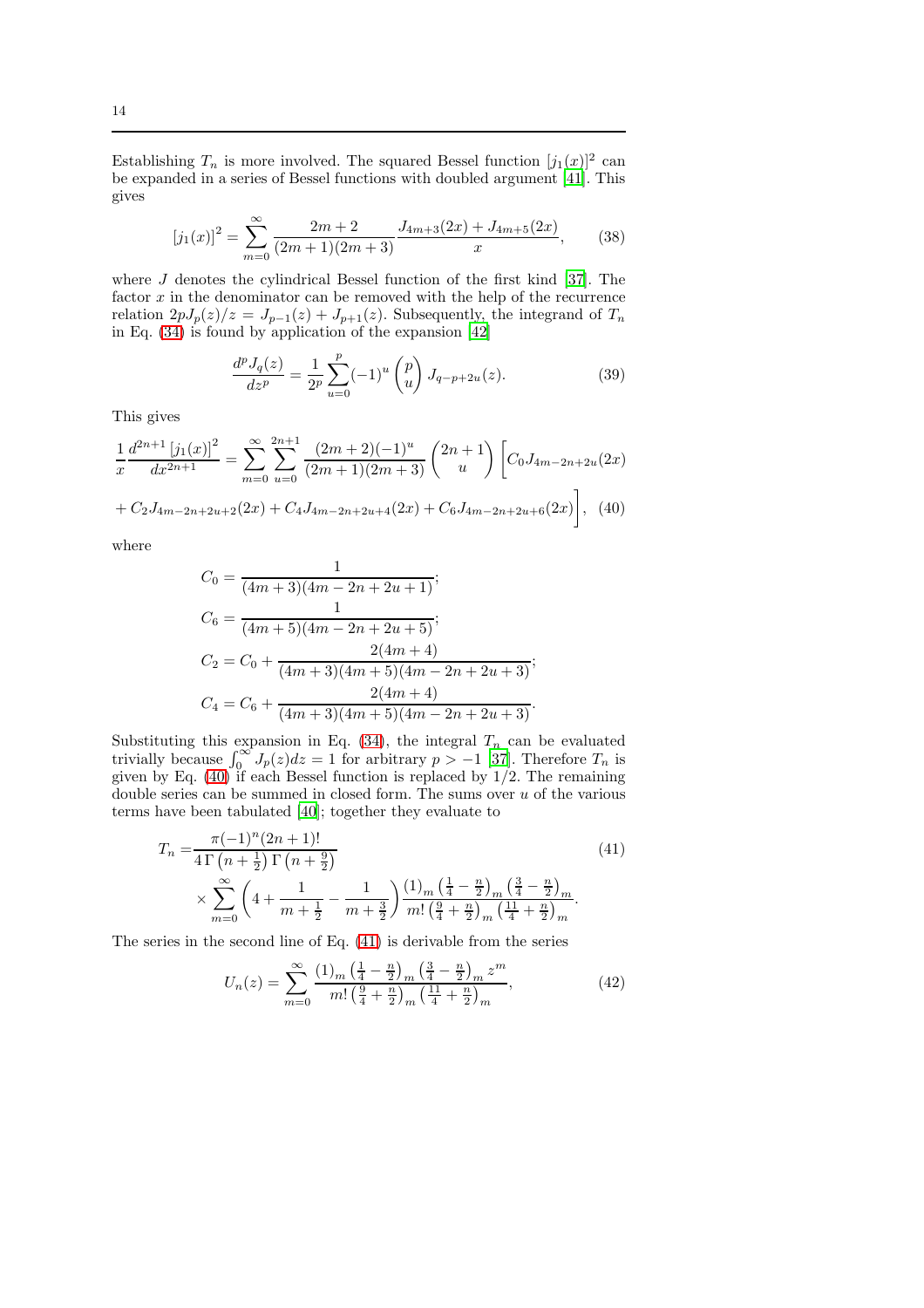Establishing $T_n$ is more involved. The squared Bessel function $[j_1(x)]^2$ can be expanded in a series of Bessel functions with doubled argument [41]. This gives

$$[j_1(x)]^2 = \sum_{m=0}^{\infty} \frac{2m+2}{(2m+1)(2m+3)} \frac{J_{4m+3}(2x) + J_{4m+5}(2x)}{x}, \tag{38}$$

where $J$ denotes the cylindrical Bessel function of the first kind [37]. The factor $x$ in the denominator can be removed with the help of the recurrence relation $2pJ_p(z)/z = J_{p-1}(z) + J_{p+1}(z)$. Subsequently, the integrand of $T_n$ in Eq. (34) is found by application of the expansion [42]

$$\frac{d^p J_q(z)}{dz^p} = \frac{1}{2^p} \sum_{u=0}^{p} (-1)^u \binom{p}{u} J_{q-p+2u}(z). \tag{39}$$

This gives

$$\frac{1}{x}\frac{d^{2n+1}\,[j_1(x)]^2}{dx^{2n+1}} = \sum_{m=0}^{\infty}\sum_{u=0}^{2n+1} \frac{(2m+2)(-1)^u}{(2m+1)(2m+3)} \binom{2n+1}{u} \Big[ C_0 J_{4m-2n+2u}(2x)$$

$$+ C_2 J_{4m-2n+2u+2}(2x) + C_4 J_{4m-2n+2u+4}(2x) + C_6 J_{4m-2n+2u+6}(2x) \Big], \tag{40}$$

where

$$C_0 = \frac{1}{(4m+3)(4m-2n+2u+1)};$$

$$C_6 = \frac{1}{(4m+5)(4m-2n+2u+5)};$$

$$C_2 = C_0 + \frac{2(4m+4)}{(4m+3)(4m+5)(4m-2n+2u+3)};$$

$$C_4 = C_6 + \frac{2(4m+4)}{(4m+3)(4m+5)(4m-2n+2u+3)}.$$

Substituting this expansion in Eq. (34), the integral $T_n$ can be evaluated trivially because $\int_0^\infty J_p(z)dz = 1$ for arbitrary $p > -1$ [37]. Therefore $T_n$ is given by Eq. (40) if each Bessel function is replaced by $1/2$. The remaining double series can be summed in closed form. The sums over $u$ of the various terms have been tabulated [40]; together they evaluate to

$$\begin{aligned} T_n = &\frac{\pi(-1)^n(2n+1)!}{4\,\Gamma\left(n+\frac{1}{2}\right)\Gamma\left(n+\frac{9}{2}\right)} \\ &\times \sum_{m=0}^{\infty}\left(4 + \frac{1}{m+\frac{1}{2}} - \frac{1}{m+\frac{3}{2}}\right) \frac{(1)_m\left(\frac{1}{4}-\frac{n}{2}\right)_m\left(\frac{3}{4}-\frac{n}{2}\right)_m}{m!\left(\frac{9}{4}+\frac{n}{2}\right)_m\left(\frac{11}{4}+\frac{n}{2}\right)_m}. \end{aligned} \tag{41}$$

The series in the second line of Eq. (41) is derivable from the series

$$U_n(z) = \sum_{m=0}^{\infty} \frac{(1)_m\left(\frac{1}{4}-\frac{n}{2}\right)_m\left(\frac{3}{4}-\frac{n}{2}\right)_m z^m}{m!\left(\frac{9}{4}+\frac{n}{2}\right)_m\left(\frac{11}{4}+\frac{n}{2}\right)_m}, \tag{42}$$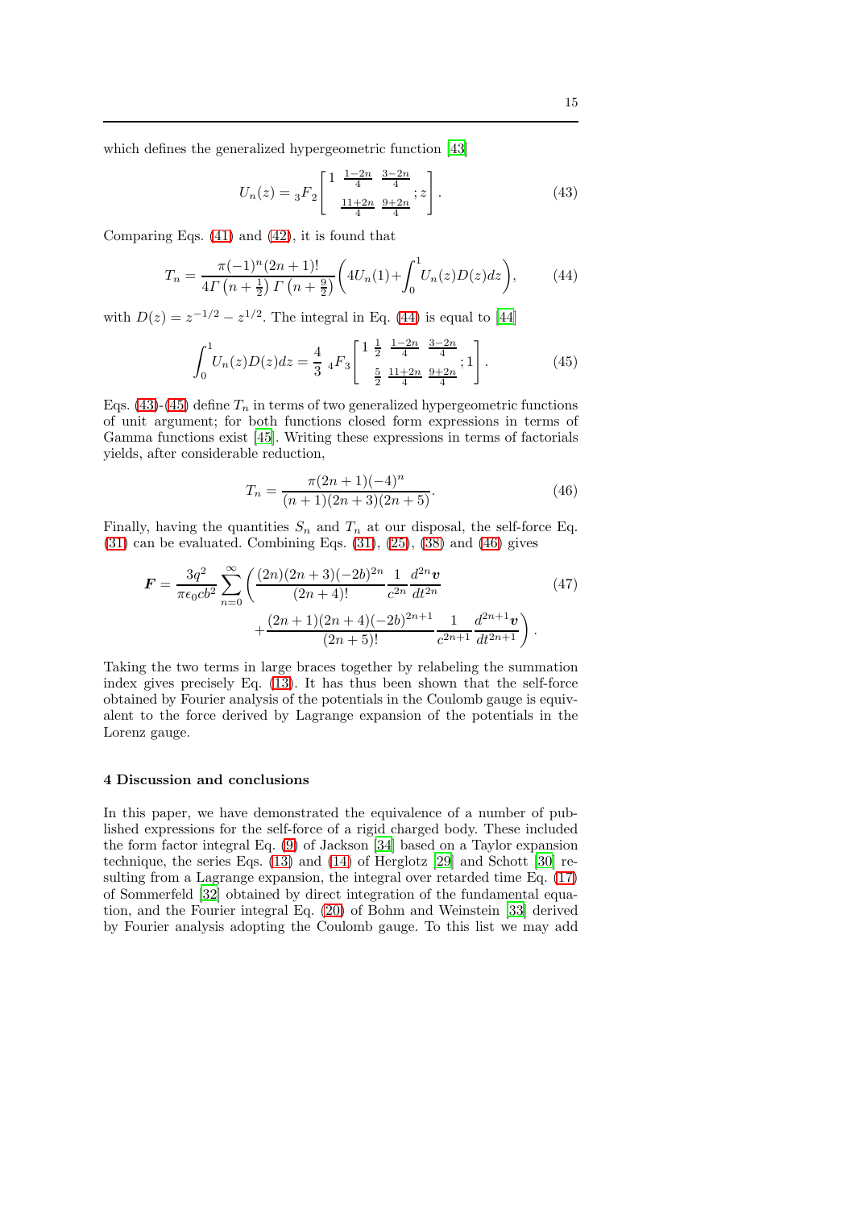which defines the generalized hypergeometric function [43]

$$U_n(z) = {}_3F_2\left[\begin{matrix} 1 & \frac{1-2n}{4} & \frac{3-2n}{4} \\ & \frac{11+2n}{4} & \frac{9+2n}{4} \end{matrix} ; z\right]. \tag{43}$$

Comparing Eqs. (41) and (42), it is found that

$$T_n = \frac{\pi(-1)^n(2n+1)!}{4\Gamma\left(n+\frac{1}{2}\right)\Gamma\left(n+\frac{9}{2}\right)}\left(4U_n(1) + \int_0^1 U_n(z)D(z)dz\right), \tag{44}$$

with $D(z) = z^{-1/2} - z^{1/2}$. The integral in Eq. (44) is equal to [44]

$$\int_0^1 U_n(z)D(z)dz = \frac{4}{3}\,{}_4F_3\left[\begin{matrix} 1 & \frac{1}{2} & \frac{1-2n}{4} & \frac{3-2n}{4} \\ & \frac{5}{2} & \frac{11+2n}{4} & \frac{9+2n}{4} \end{matrix} ; 1\right]. \tag{45}$$

Eqs. (43)-(45) define $T_n$ in terms of two generalized hypergeometric functions of unit argument; for both functions closed form expressions in terms of Gamma functions exist [45]. Writing these expressions in terms of factorials yields, after considerable reduction,

$$T_n = \frac{\pi(2n+1)(-4)^n}{(n+1)(2n+3)(2n+5)}. \tag{46}$$

Finally, having the quantities $S_n$ and $T_n$ at our disposal, the self-force Eq. (31) can be evaluated. Combining Eqs. (31), (25), (38) and (46) gives

$$\boldsymbol{F} = \frac{3q^2}{\pi\epsilon_0 cb^2}\sum_{n=0}^{\infty}\left(\frac{(2n)(2n+3)(-2b)^{2n}}{(2n+4)!}\frac{1}{c^{2n}}\frac{d^{2n}\boldsymbol{v}}{dt^{2n}} + \frac{(2n+1)(2n+4)(-2b)^{2n+1}}{(2n+5)!}\frac{1}{c^{2n+1}}\frac{d^{2n+1}\boldsymbol{v}}{dt^{2n+1}}\right). \tag{47}$$

Taking the two terms in large braces together by relabeling the summation index gives precisely Eq. (13). It has thus been shown that the self-force obtained by Fourier analysis of the potentials in the Coulomb gauge is equivalent to the force derived by Lagrange expansion of the potentials in the Lorenz gauge.

## 4 Discussion and conclusions

In this paper, we have demonstrated the equivalence of a number of published expressions for the self-force of a rigid charged body. These included the form factor integral Eq. (9) of Jackson [34] based on a Taylor expansion technique, the series Eqs. (13) and (14) of Herglotz [29] and Schott [30] resulting from a Lagrange expansion, the integral over retarded time Eq. (17) of Sommerfeld [32] obtained by direct integration of the fundamental equation, and the Fourier integral Eq. (20) of Bohm and Weinstein [33] derived by Fourier analysis adopting the Coulomb gauge. To this list we may add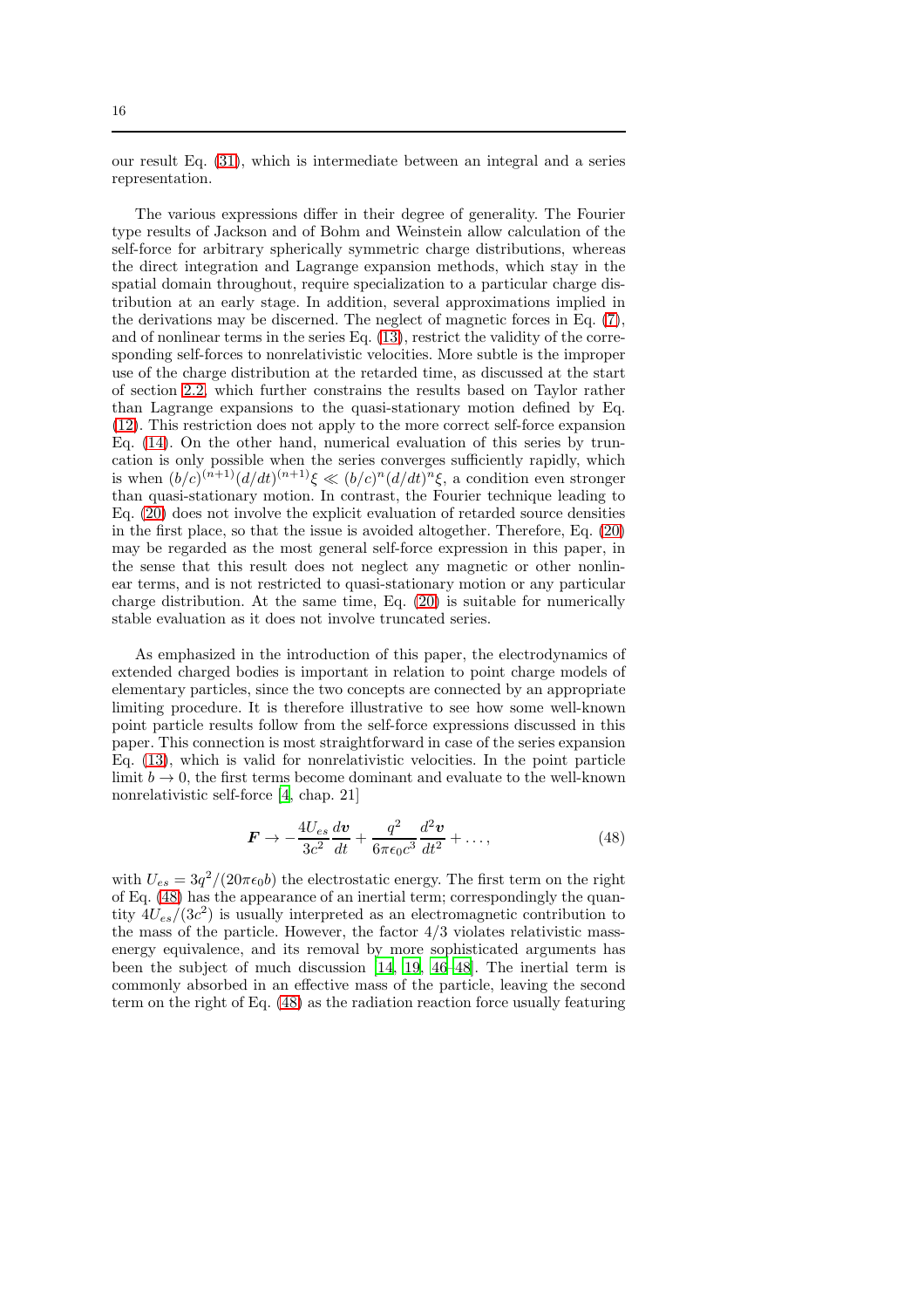our result Eq. (31), which is intermediate between an integral and a series representation.

The various expressions differ in their degree of generality. The Fourier type results of Jackson and of Bohm and Weinstein allow calculation of the self-force for arbitrary spherically symmetric charge distributions, whereas the direct integration and Lagrange expansion methods, which stay in the spatial domain throughout, require specialization to a particular charge distribution at an early stage. In addition, several approximations implied in the derivations may be discerned. The neglect of magnetic forces in Eq. (7), and of nonlinear terms in the series Eq. (13), restrict the validity of the corresponding self-forces to nonrelativistic velocities. More subtle is the improper use of the charge distribution at the retarded time, as discussed at the start of section 2.2, which further constrains the results based on Taylor rather than Lagrange expansions to the quasi-stationary motion defined by Eq. (12). This restriction does not apply to the more correct self-force expansion Eq. (14). On the other hand, numerical evaluation of this series by truncation is only possible when the series converges sufficiently rapidly, which is when $(b/c)^{(n+1)}(d/dt)^{(n+1)}\xi \ll (b/c)^n(d/dt)^n\xi$, a condition even stronger than quasi-stationary motion. In contrast, the Fourier technique leading to Eq. (20) does not involve the explicit evaluation of retarded source densities in the first place, so that the issue is avoided altogether. Therefore, Eq. (20) may be regarded as the most general self-force expression in this paper, in the sense that this result does not neglect any magnetic or other nonlinear terms, and is not restricted to quasi-stationary motion or any particular charge distribution. At the same time, Eq. (20) is suitable for numerically stable evaluation as it does not involve truncated series.

As emphasized in the introduction of this paper, the electrodynamics of extended charged bodies is important in relation to point charge models of elementary particles, since the two concepts are connected by an appropriate limiting procedure. It is therefore illustrative to see how some well-known point particle results follow from the self-force expressions discussed in this paper. This connection is most straightforward in case of the series expansion Eq. (13), which is valid for nonrelativistic velocities. In the point particle limit $b \to 0$, the first terms become dominant and evaluate to the well-known nonrelativistic self-force [4, chap. 21]

$$\boldsymbol{F} \to -\frac{4U_{es}}{3c^2}\frac{d\boldsymbol{v}}{dt} + \frac{q^2}{6\pi\epsilon_0 c^3}\frac{d^2\boldsymbol{v}}{dt^2} + \ldots, \tag{48}$$

with $U_{es} = 3q^2/(20\pi\epsilon_0 b)$ the electrostatic energy. The first term on the right of Eq. (48) has the appearance of an inertial term; correspondingly the quantity $4U_{es}/(3c^2)$ is usually interpreted as an electromagnetic contribution to the mass of the particle. However, the factor $4/3$ violates relativistic mass-energy equivalence, and its removal by more sophisticated arguments has been the subject of much discussion [14, 19, 46–48]. The inertial term is commonly absorbed in an effective mass of the particle, leaving the second term on the right of Eq. (48) as the radiation reaction force usually featuring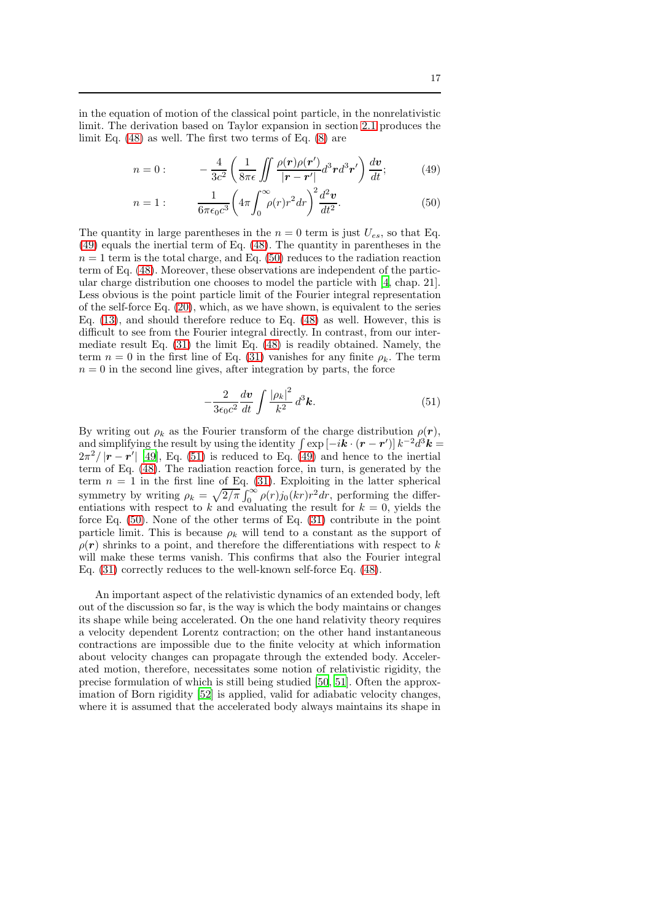in the equation of motion of the classical point particle, in the nonrelativistic limit. The derivation based on Taylor expansion in section 2.1 produces the limit Eq. (48) as well. The first two terms of Eq. (8) are

$$n = 0: \qquad -\frac{4}{3c^2}\left(\frac{1}{8\pi\epsilon}\iint \frac{\rho(\boldsymbol{r})\rho(\boldsymbol{r}')}{|\boldsymbol{r}-\boldsymbol{r}'|}d^3\boldsymbol{r}d^3\boldsymbol{r}'\right)\frac{d\boldsymbol{v}}{dt}; \tag{49}$$

$$n = 1: \qquad \frac{1}{6\pi\epsilon_0 c^3}\left(4\pi\int_0^\infty \rho(r)r^2dr\right)^2\frac{d^2\boldsymbol{v}}{dt^2}. \tag{50}$$

The quantity in large parentheses in the $n = 0$ term is just $U_{es}$, so that Eq. (49) equals the inertial term of Eq. (48). The quantity in parentheses in the $n = 1$ term is the total charge, and Eq. (50) reduces to the radiation reaction term of Eq. (48). Moreover, these observations are independent of the particular charge distribution one chooses to model the particle with [4, chap. 21]. Less obvious is the point particle limit of the Fourier integral representation of the self-force Eq. (20), which, as we have shown, is equivalent to the series Eq. (13), and should therefore reduce to Eq. (48) as well. However, this is difficult to see from the Fourier integral directly. In contrast, from our intermediate result Eq. (31) the limit Eq. (48) is readily obtained. Namely, the term $n = 0$ in the first line of Eq. (31) vanishes for any finite $\rho_k$. The term $n = 0$ in the second line gives, after integration by parts, the force

$$-\frac{2}{3\epsilon_0 c^2}\frac{d\boldsymbol{v}}{dt}\int \frac{|\rho_k|^2}{k^2}\,d^3\boldsymbol{k}. \tag{51}$$

By writing out $\rho_k$ as the Fourier transform of the charge distribution $\rho(\boldsymbol{r})$, and simplifying the result by using the identity $\int \exp\left[-i\boldsymbol{k}\cdot(\boldsymbol{r}-\boldsymbol{r}')\right]k^{-2}d^3\boldsymbol{k} = 2\pi^2/\left|\boldsymbol{r}-\boldsymbol{r}'\right|$ [49], Eq. (51) is reduced to Eq. (49) and hence to the inertial term of Eq. (48). The radiation reaction force, in turn, is generated by the term $n = 1$ in the first line of Eq. (31). Exploiting in the latter spherical symmetry by writing $\rho_k = \sqrt{2/\pi}\int_0^\infty \rho(r)j_0(kr)r^2dr$, performing the differentiations with respect to $k$ and evaluating the result for $k = 0$, yields the force Eq. (50). None of the other terms of Eq. (31) contribute in the point particle limit. This is because $\rho_k$ will tend to a constant as the support of $\rho(\boldsymbol{r})$ shrinks to a point, and therefore the differentiations with respect to $k$ will make these terms vanish. This confirms that also the Fourier integral Eq. (31) correctly reduces to the well-known self-force Eq. (48).

An important aspect of the relativistic dynamics of an extended body, left out of the discussion so far, is the way is which the body maintains or changes its shape while being accelerated. On the one hand relativity theory requires a velocity dependent Lorentz contraction; on the other hand instantaneous contractions are impossible due to the finite velocity at which information about velocity changes can propagate through the extended body. Accelerated motion, therefore, necessitates some notion of relativistic rigidity, the precise formulation of which is still being studied [50, 51]. Often the approximation of Born rigidity [52] is applied, valid for adiabatic velocity changes, where it is assumed that the accelerated body always maintains its shape in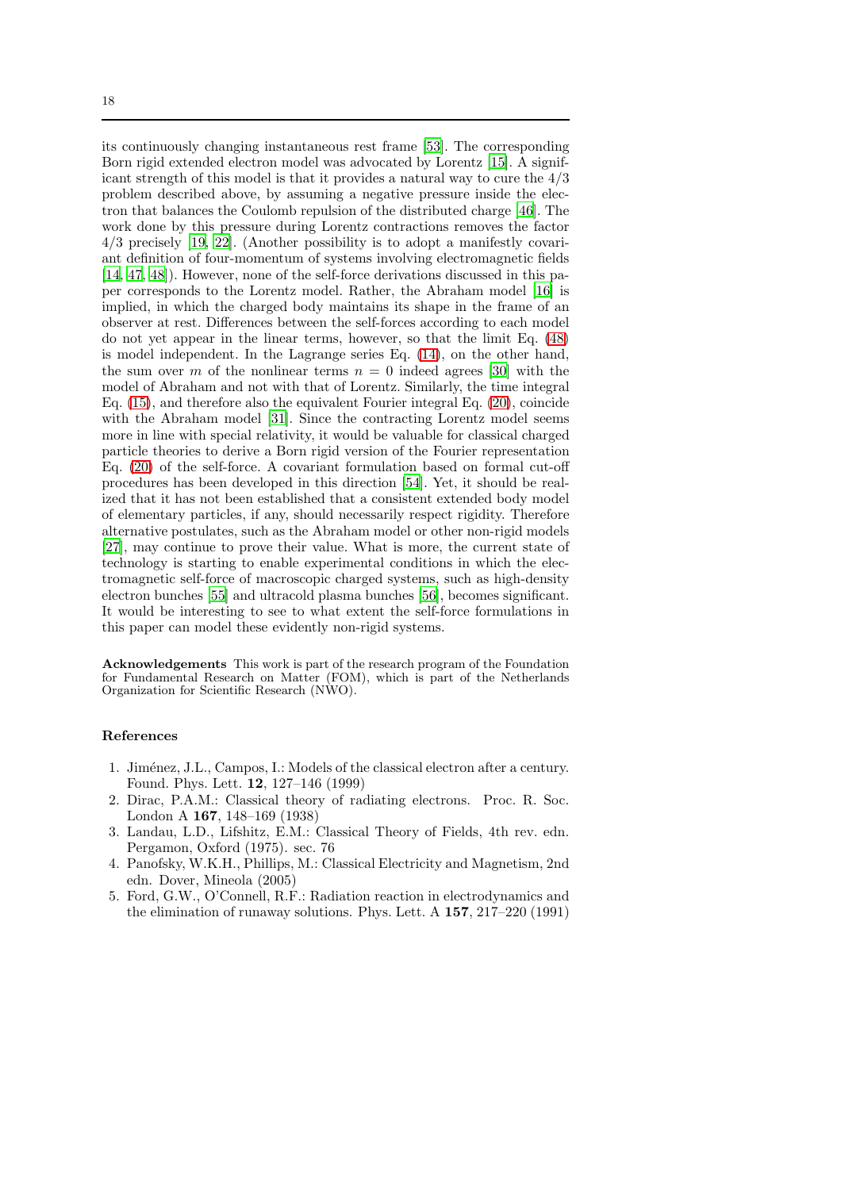its continuously changing instantaneous rest frame [53]. The corresponding Born rigid extended electron model was advocated by Lorentz [15]. A significant strength of this model is that it provides a natural way to cure the $4/3$ problem described above, by assuming a negative pressure inside the electron that balances the Coulomb repulsion of the distributed charge [46]. The work done by this pressure during Lorentz contractions removes the factor $4/3$ precisely [19, 22]. (Another possibility is to adopt a manifestly covariant definition of four-momentum of systems involving electromagnetic fields [14, 47, 48]). However, none of the self-force derivations discussed in this paper corresponds to the Lorentz model. Rather, the Abraham model [16] is implied, in which the charged body maintains its shape in the frame of an observer at rest. Differences between the self-forces according to each model do not yet appear in the linear terms, however, so that the limit Eq. (48) is model independent. In the Lagrange series Eq. (14), on the other hand, the sum over $m$ of the nonlinear terms $n = 0$ indeed agrees [30] with the model of Abraham and not with that of Lorentz. Similarly, the time integral Eq. (15), and therefore also the equivalent Fourier integral Eq. (20), coincide with the Abraham model [31]. Since the contracting Lorentz model seems more in line with special relativity, it would be valuable for classical charged particle theories to derive a Born rigid version of the Fourier representation Eq. (20) of the self-force. A covariant formulation based on formal cut-off procedures has been developed in this direction [54]. Yet, it should be realized that it has not been established that a consistent extended body model of elementary particles, if any, should necessarily respect rigidity. Therefore alternative postulates, such as the Abraham model or other non-rigid models [27], may continue to prove their value. What is more, the current state of technology is starting to enable experimental conditions in which the electromagnetic self-force of macroscopic charged systems, such as high-density electron bunches [55] and ultracold plasma bunches [56], becomes significant. It would be interesting to see to what extent the self-force formulations in this paper can model these evidently non-rigid systems.

**Acknowledgements** This work is part of the research program of the Foundation for Fundamental Research on Matter (FOM), which is part of the Netherlands Organization for Scientific Research (NWO).

## References

1. Jiménez, J.L., Campos, I.: Models of the classical electron after a century. Found. Phys. Lett. **12**, 127–146 (1999)
2. Dirac, P.A.M.: Classical theory of radiating electrons. Proc. R. Soc. London A **167**, 148–169 (1938)
3. Landau, L.D., Lifshitz, E.M.: Classical Theory of Fields, 4th rev. edn. Pergamon, Oxford (1975). sec. 76
4. Panofsky, W.K.H., Phillips, M.: Classical Electricity and Magnetism, 2nd edn. Dover, Mineola (2005)
5. Ford, G.W., O'Connell, R.F.: Radiation reaction in electrodynamics and the elimination of runaway solutions. Phys. Lett. A **157**, 217–220 (1991)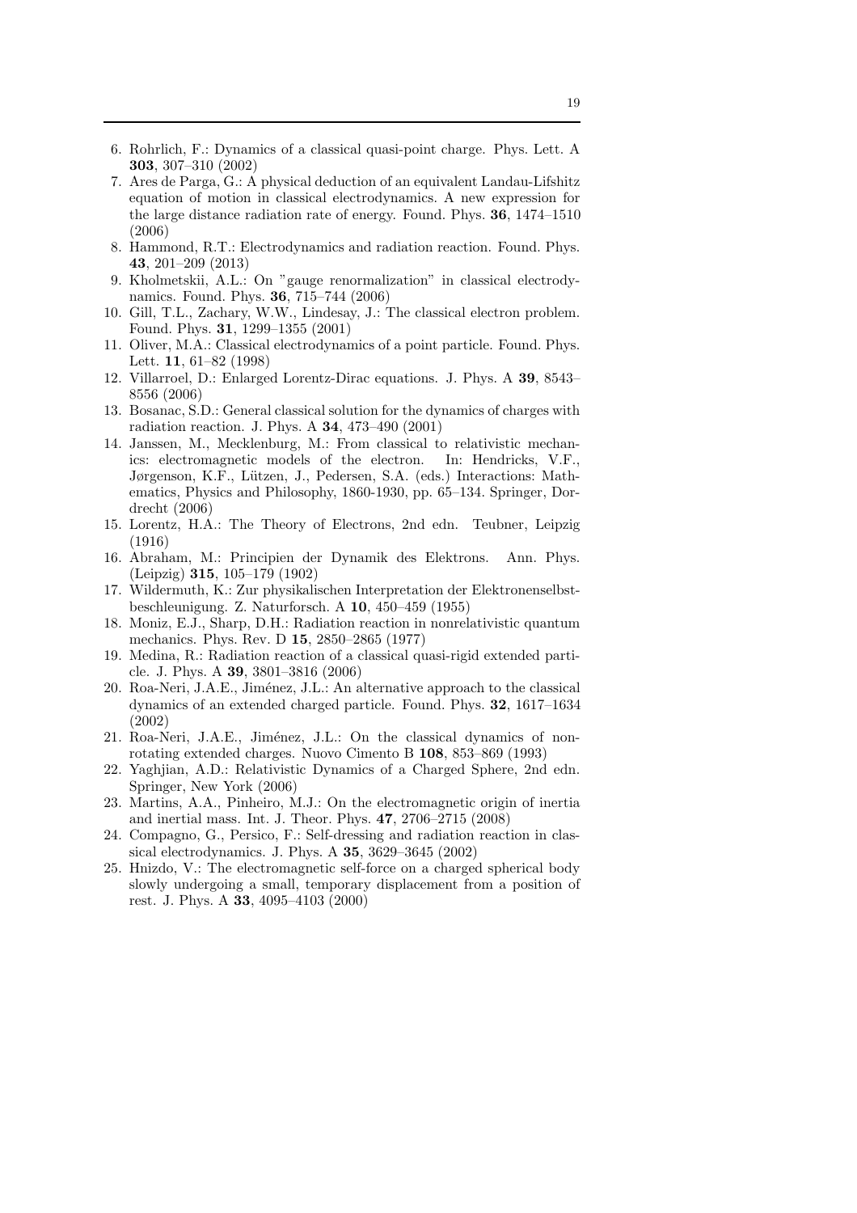6. Rohrlich, F.: Dynamics of a classical quasi-point charge. Phys. Lett. A **303**, 307–310 (2002)
7. Ares de Parga, G.: A physical deduction of an equivalent Landau-Lifshitz equation of motion in classical electrodynamics. A new expression for the large distance radiation rate of energy. Found. Phys. **36**, 1474–1510 (2006)
8. Hammond, R.T.: Electrodynamics and radiation reaction. Found. Phys. **43**, 201–209 (2013)
9. Kholmetskii, A.L.: On "gauge renormalization" in classical electrodynamics. Found. Phys. **36**, 715–744 (2006)
10. Gill, T.L., Zachary, W.W., Lindesay, J.: The classical electron problem. Found. Phys. **31**, 1299–1355 (2001)
11. Oliver, M.A.: Classical electrodynamics of a point particle. Found. Phys. Lett. **11**, 61–82 (1998)
12. Villarroel, D.: Enlarged Lorentz-Dirac equations. J. Phys. A **39**, 8543–8556 (2006)
13. Bosanac, S.D.: General classical solution for the dynamics of charges with radiation reaction. J. Phys. A **34**, 473–490 (2001)
14. Janssen, M., Mecklenburg, M.: From classical to relativistic mechanics: electromagnetic models of the electron. In: Hendricks, V.F., Jørgenson, K.F., Lützen, J., Pedersen, S.A. (eds.) Interactions: Mathematics, Physics and Philosophy, 1860-1930, pp. 65–134. Springer, Dordrecht (2006)
15. Lorentz, H.A.: The Theory of Electrons, 2nd edn. Teubner, Leipzig (1916)
16. Abraham, M.: Principien der Dynamik des Elektrons. Ann. Phys. (Leipzig) **315**, 105–179 (1902)
17. Wildermuth, K.: Zur physikalischen Interpretation der Elektronenselbstbeschleunigung. Z. Naturforsch. A **10**, 450–459 (1955)
18. Moniz, E.J., Sharp, D.H.: Radiation reaction in nonrelativistic quantum mechanics. Phys. Rev. D **15**, 2850–2865 (1977)
19. Medina, R.: Radiation reaction of a classical quasi-rigid extended particle. J. Phys. A **39**, 3801–3816 (2006)
20. Roa-Neri, J.A.E., Jiménez, J.L.: An alternative approach to the classical dynamics of an extended charged particle. Found. Phys. **32**, 1617–1634 (2002)
21. Roa-Neri, J.A.E., Jiménez, J.L.: On the classical dynamics of nonrotating extended charges. Nuovo Cimento B **108**, 853–869 (1993)
22. Yaghjian, A.D.: Relativistic Dynamics of a Charged Sphere, 2nd edn. Springer, New York (2006)
23. Martins, A.A., Pinheiro, M.J.: On the electromagnetic origin of inertia and inertial mass. Int. J. Theor. Phys. **47**, 2706–2715 (2008)
24. Compagno, G., Persico, F.: Self-dressing and radiation reaction in classical electrodynamics. J. Phys. A **35**, 3629–3645 (2002)
25. Hnizdo, V.: The electromagnetic self-force on a charged spherical body slowly undergoing a small, temporary displacement from a position of rest. J. Phys. A **33**, 4095–4103 (2000)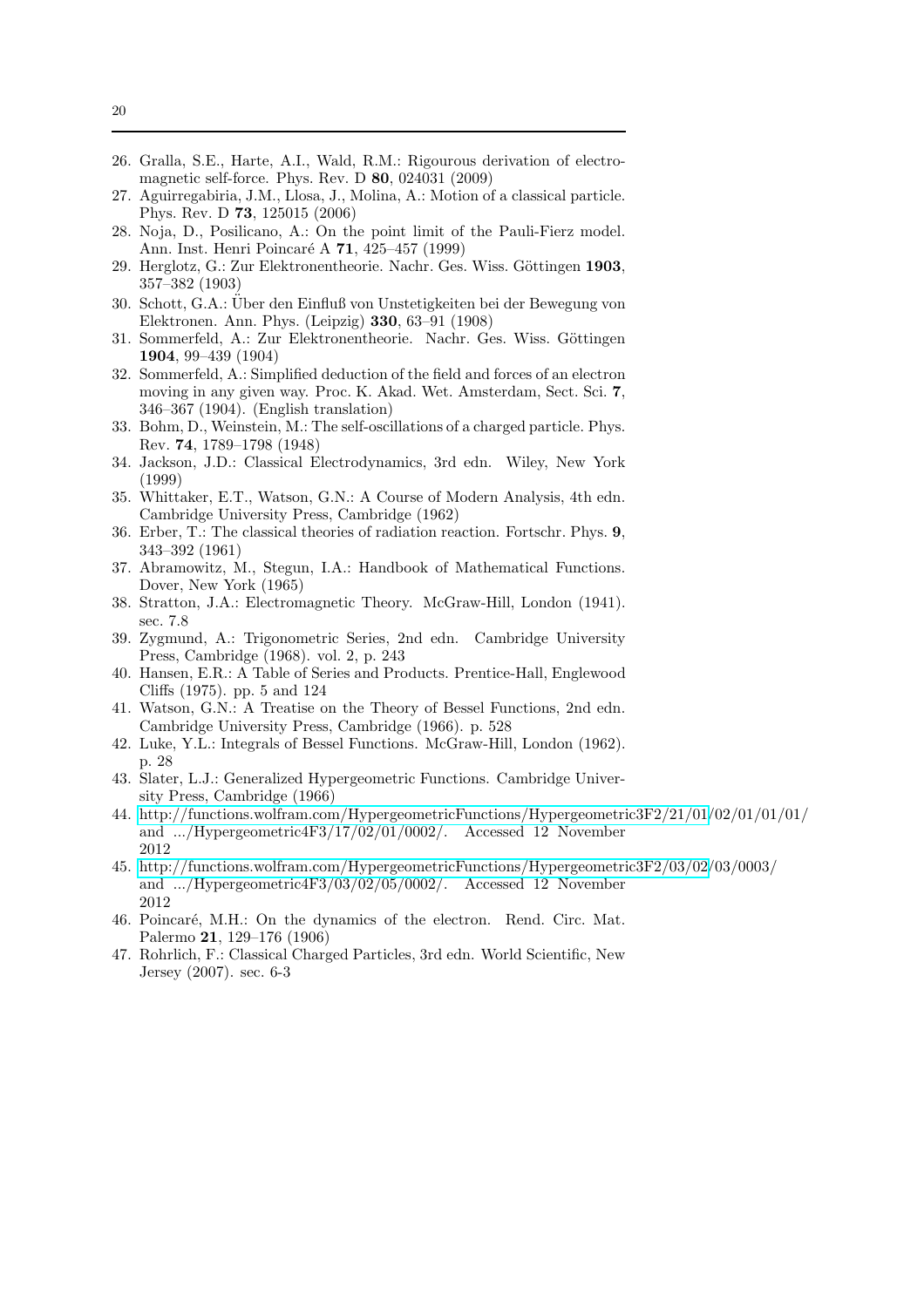26. Gralla, S.E., Harte, A.I., Wald, R.M.: Rigourous derivation of electromagnetic self-force. Phys. Rev. D **80**, 024031 (2009)
27. Aguirregabiria, J.M., Llosa, J., Molina, A.: Motion of a classical particle. Phys. Rev. D **73**, 125015 (2006)
28. Noja, D., Posilicano, A.: On the point limit of the Pauli-Fierz model. Ann. Inst. Henri Poincaré A **71**, 425–457 (1999)
29. Herglotz, G.: Zur Elektronentheorie. Nachr. Ges. Wiss. Göttingen **1903**, 357–382 (1903)
30. Schott, G.A.: Über den Einfluß von Unstetigkeiten bei der Bewegung von Elektronen. Ann. Phys. (Leipzig) **330**, 63–91 (1908)
31. Sommerfeld, A.: Zur Elektronentheorie. Nachr. Ges. Wiss. Göttingen **1904**, 99–439 (1904)
32. Sommerfeld, A.: Simplified deduction of the field and forces of an electron moving in any given way. Proc. K. Akad. Wet. Amsterdam, Sect. Sci. **7**, 346–367 (1904). (English translation)
33. Bohm, D., Weinstein, M.: The self-oscillations of a charged particle. Phys. Rev. **74**, 1789–1798 (1948)
34. Jackson, J.D.: Classical Electrodynamics, 3rd edn. Wiley, New York (1999)
35. Whittaker, E.T., Watson, G.N.: A Course of Modern Analysis, 4th edn. Cambridge University Press, Cambridge (1962)
36. Erber, T.: The classical theories of radiation reaction. Fortschr. Phys. **9**, 343–392 (1961)
37. Abramowitz, M., Stegun, I.A.: Handbook of Mathematical Functions. Dover, New York (1965)
38. Stratton, J.A.: Electromagnetic Theory. McGraw-Hill, London (1941). sec. 7.8
39. Zygmund, A.: Trigonometric Series, 2nd edn. Cambridge University Press, Cambridge (1968). vol. 2, p. 243
40. Hansen, E.R.: A Table of Series and Products. Prentice-Hall, Englewood Cliffs (1975). pp. 5 and 124
41. Watson, G.N.: A Treatise on the Theory of Bessel Functions, 2nd edn. Cambridge University Press, Cambridge (1966). p. 528
42. Luke, Y.L.: Integrals of Bessel Functions. McGraw-Hill, London (1962). p. 28
43. Slater, L.J.: Generalized Hypergeometric Functions. Cambridge University Press, Cambridge (1966)
44. http://functions.wolfram.com/HypergeometricFunctions/Hypergeometric3F2/21/01/02/01/01/01/ and .../Hypergeometric4F3/17/02/01/0002/. Accessed 12 November 2012
45. http://functions.wolfram.com/HypergeometricFunctions/Hypergeometric3F2/03/02/03/0003/ and .../Hypergeometric4F3/03/02/05/0002/. Accessed 12 November 2012
46. Poincaré, M.H.: On the dynamics of the electron. Rend. Circ. Mat. Palermo **21**, 129–176 (1906)
47. Rohrlich, F.: Classical Charged Particles, 3rd edn. World Scientific, New Jersey (2007). sec. 6-3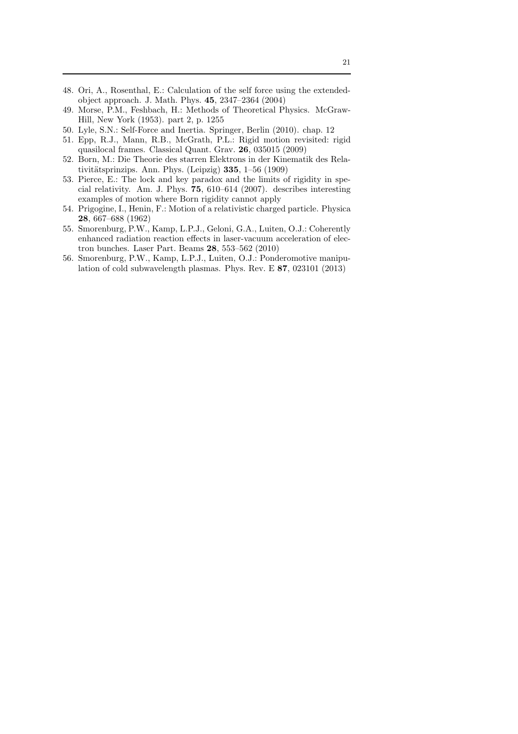48. Ori, A., Rosenthal, E.: Calculation of the self force using the extended-object approach. J. Math. Phys. **45**, 2347–2364 (2004)
49. Morse, P.M., Feshbach, H.: Methods of Theoretical Physics. McGraw-Hill, New York (1953). part 2, p. 1255
50. Lyle, S.N.: Self-Force and Inertia. Springer, Berlin (2010). chap. 12
51. Epp, R.J., Mann, R.B., McGrath, P.L.: Rigid motion revisited: rigid quasilocal frames. Classical Quant. Grav. **26**, 035015 (2009)
52. Born, M.: Die Theorie des starren Elektrons in der Kinematik des Relativitätsprinzips. Ann. Phys. (Leipzig) **335**, 1–56 (1909)
53. Pierce, E.: The lock and key paradox and the limits of rigidity in special relativity. Am. J. Phys. **75**, 610–614 (2007). describes interesting examples of motion where Born rigidity cannot apply
54. Prigogine, I., Henin, F.: Motion of a relativistic charged particle. Physica **28**, 667–688 (1962)
55. Smorenburg, P.W., Kamp, L.P.J., Geloni, G.A., Luiten, O.J.: Coherently enhanced radiation reaction effects in laser-vacuum acceleration of electron bunches. Laser Part. Beams **28**, 553–562 (2010)
56. Smorenburg, P.W., Kamp, L.P.J., Luiten, O.J.: Ponderomotive manipulation of cold subwavelength plasmas. Phys. Rev. E **87**, 023101 (2013)